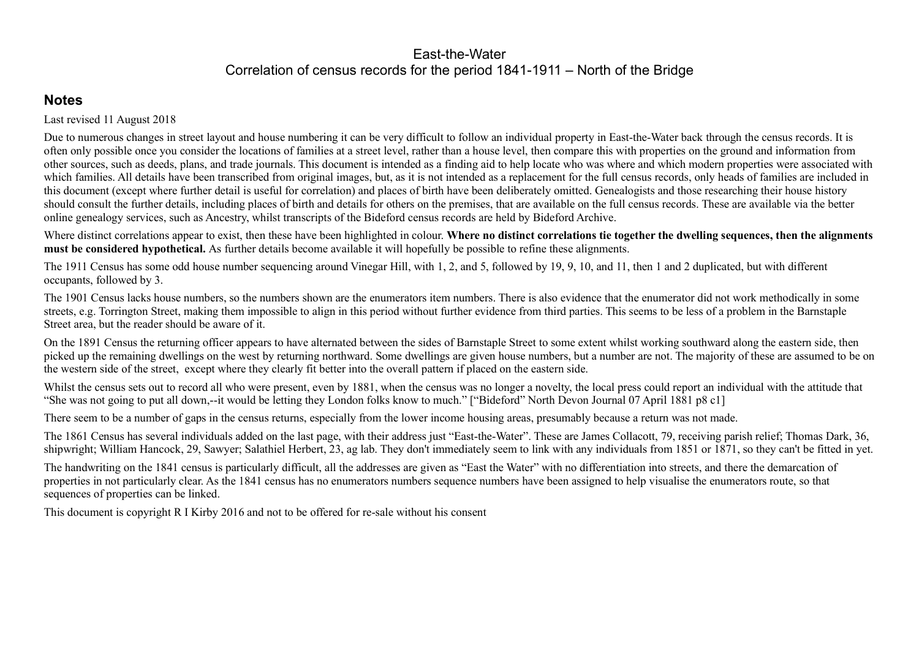East-the-Water
Correlation of census records for the period 1841-1911 – North of the Bridge

## Notes

Last revised 11 August 2018

Due to numerous changes in street layout and house numbering it can be very difficult to follow an individual property in East-the-Water back through the census records. It is often only possible once you consider the locations of families at a street level, rather than a house level, then compare this with properties on the ground and information from other sources, such as deeds, plans, and trade journals. This document is intended as a finding aid to help locate who was where and which modern properties were associated with which families. All details have been transcribed from original images, but, as it is not intended as a replacement for the full census records, only heads of families are included in this document (except where further detail is useful for correlation) and places of birth have been deliberately omitted. Genealogists and those researching their house history should consult the further details, including places of birth and details for others on the premises, that are available on the full census records. These are available via the better online genealogy services, such as Ancestry, whilst transcripts of the Bideford census records are held by Bideford Archive.

Where distinct correlations appear to exist, then these have been highlighted in colour. **Where no distinct correlations tie together the dwelling sequences, then the alignments must be considered hypothetical.** As further details become available it will hopefully be possible to refine these alignments.

The 1911 Census has some odd house number sequencing around Vinegar Hill, with 1, 2, and 5, followed by 19, 9, 10, and 11, then 1 and 2 duplicated, but with different occupants, followed by 3.

The 1901 Census lacks house numbers, so the numbers shown are the enumerators item numbers. There is also evidence that the enumerator did not work methodically in some streets, e.g. Torrington Street, making them impossible to align in this period without further evidence from third parties. This seems to be less of a problem in the Barnstaple Street area, but the reader should be aware of it.

On the 1891 Census the returning officer appears to have alternated between the sides of Barnstaple Street to some extent whilst working southward along the eastern side, then picked up the remaining dwellings on the west by returning northward. Some dwellings are given house numbers, but a number are not. The majority of these are assumed to be on the western side of the street, except where they clearly fit better into the overall pattern if placed on the eastern side.

Whilst the census sets out to record all who were present, even by 1881, when the census was no longer a novelty, the local press could report an individual with the attitude that "She was not going to put all down,--it would be letting they London folks know to much." ["Bideford" North Devon Journal 07 April 1881 p8 c1]

There seem to be a number of gaps in the census returns, especially from the lower income housing areas, presumably because a return was not made.

The 1861 Census has several individuals added on the last page, with their address just "East-the-Water". These are James Collacott, 79, receiving parish relief; Thomas Dark, 36, shipwright; William Hancock, 29, Sawyer; Salathiel Herbert, 23, ag lab. They don't immediately seem to link with any individuals from 1851 or 1871, so they can't be fitted in yet.

The handwriting on the 1841 census is particularly difficult, all the addresses are given as "East the Water" with no differentiation into streets, and there the demarcation of properties in not particularly clear. As the 1841 census has no enumerators numbers sequence numbers have been assigned to help visualise the enumerators route, so that sequences of properties can be linked.

This document is copyright R I Kirby 2016 and not to be offered for re-sale without his consent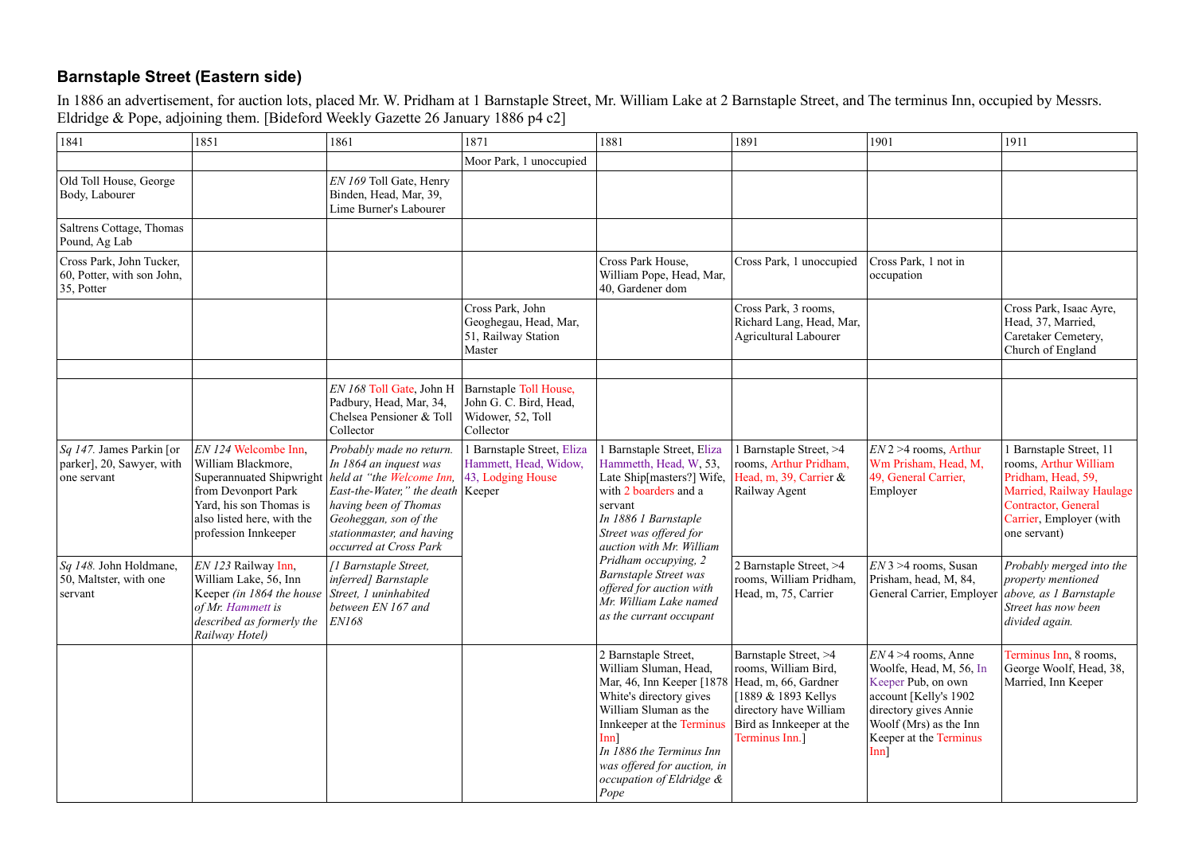## Barnstaple Street (Eastern side)

In 1886 an advertisement, for auction lots, placed Mr. W. Pridham at 1 Barnstaple Street, Mr. William Lake at 2 Barnstaple Street, and The terminus Inn, occupied by Messrs. Eldridge & Pope, adjoining them. [Bideford Weekly Gazette 26 January 1886 p4 c2]

| 1841 | 1851 | 1861 | 1871 | 1881 | 1891 | 1901 | 1911 |
|---|---|---|---|---|---|---|---|
| | | | Moor Park, 1 unoccupied | | | | |
| Old Toll House, George Body, Labourer | | *EN 169* Toll Gate, Henry Binden, Head, Mar, 39, Lime Burner's Labourer | | | | | |
| Saltrens Cottage, Thomas Pound, Ag Lab | | | | | | | |
| Cross Park, John Tucker, 60, Potter, with son John, 35, Potter | | | | Cross Park House, William Pope, Head, Mar, 40, Gardener dom | Cross Park, 1 unoccupied | Cross Park, 1 not in occupation | |
| | | | Cross Park, John Geoghegau, Head, Mar, 51, Railway Station Master | | Cross Park, 3 rooms, Richard Lang, Head, Mar, Agricultural Labourer | | Cross Park, Isaac Ayre, Head, 37, Married, Caretaker Cemetery, Church of England |
| | | | | | | | |
| | | *EN 168* Toll Gate, John H Padbury, Head, Mar, 34, Chelsea Pensioner & Toll Collector | Barnstaple Toll House, John G. C. Bird, Head, Widower, 52, Toll Collector | | | | |
| *Sq 147.* James Parkin [or parker], 20, Sawyer, with one servant | *EN 124* Welcombe Inn, William Blackmore, Superannuated Shipwright from Devonport Park Yard, his son Thomas is also listed here, with the profession Innkeeper | *Probably made no return. In 1864 an inquest was held at "the Welcome Inn, East-the-Water," the death having been of Thomas Geoheggan, son of the stationmaster, and having occurred at Cross Park* | 1 Barnstaple Street, Eliza Hammett, Head, Widow, 43, Lodging House Keeper | 1 Barnstaple Street, Eliza Hammetth, Head, W, 53, Late Ship[masters?] Wife, with 2 boarders and a servant *In 1886 1 Barnstaple Street was offered for auction with Mr. William Pridham occupying, 2 Barnstaple Street was offered for auction with Mr. William Lake named as the currant occupant* | 1 Barnstaple Street, >4 rooms, Arthur Pridham, Head, m, 39, Carrier & Railway Agent | *EN* 2 >4 rooms, Arthur Wm Prisham, Head, M, 49, General Carrier, Employer | 1 Barnstaple Street, 11 rooms, Arthur William Pridham, Head, 59, Married, Railway Haulage Contractor, General Carrier, Employer (with one servant) |
| *Sq 148.* John Holdmane, 50, Maltster, with one servant | *EN 123* Railway Inn, William Lake, 56, Inn Keeper *(in 1864 the house of Mr. Hammett is described as formerly the Railway Hotel)* | *[1 Barnstaple Street, inferred] Barnstaple Street, 1 uninhabited between EN 167 and EN168* | | | 2 Barnstaple Street, >4 rooms, William Pridham, Head, m, 75, Carrier | *EN* 3 >4 rooms, Susan Prisham, head, M, 84, General Carrier, Employer | *Probably merged into the property mentioned above, as 1 Barnstaple Street has now been divided again.* |
| | | | | 2 Barnstaple Street, William Sluman, Head, Mar, 46, Inn Keeper [1878 White's directory gives William Sluman as the Innkeeper at the Terminus Inn] *In 1886 the Terminus Inn was offered for auction, in occupation of Eldridge & Pope* | Barnstaple Street, >4 rooms, William Bird, Head, m, 66, Gardner [1889 & 1893 Kellys directory have William Bird as Innkeeper at the Terminus Inn.] | *EN* 4 >4 rooms, Anne Woolfe, Head, M, 56, In Keeper Pub, on own account [Kelly's 1902 directory gives Annie Woolf (Mrs) as the Inn Keeper at the Terminus Inn] | Terminus Inn, 8 rooms, George Woolf, Head, 38, Married, Inn Keeper |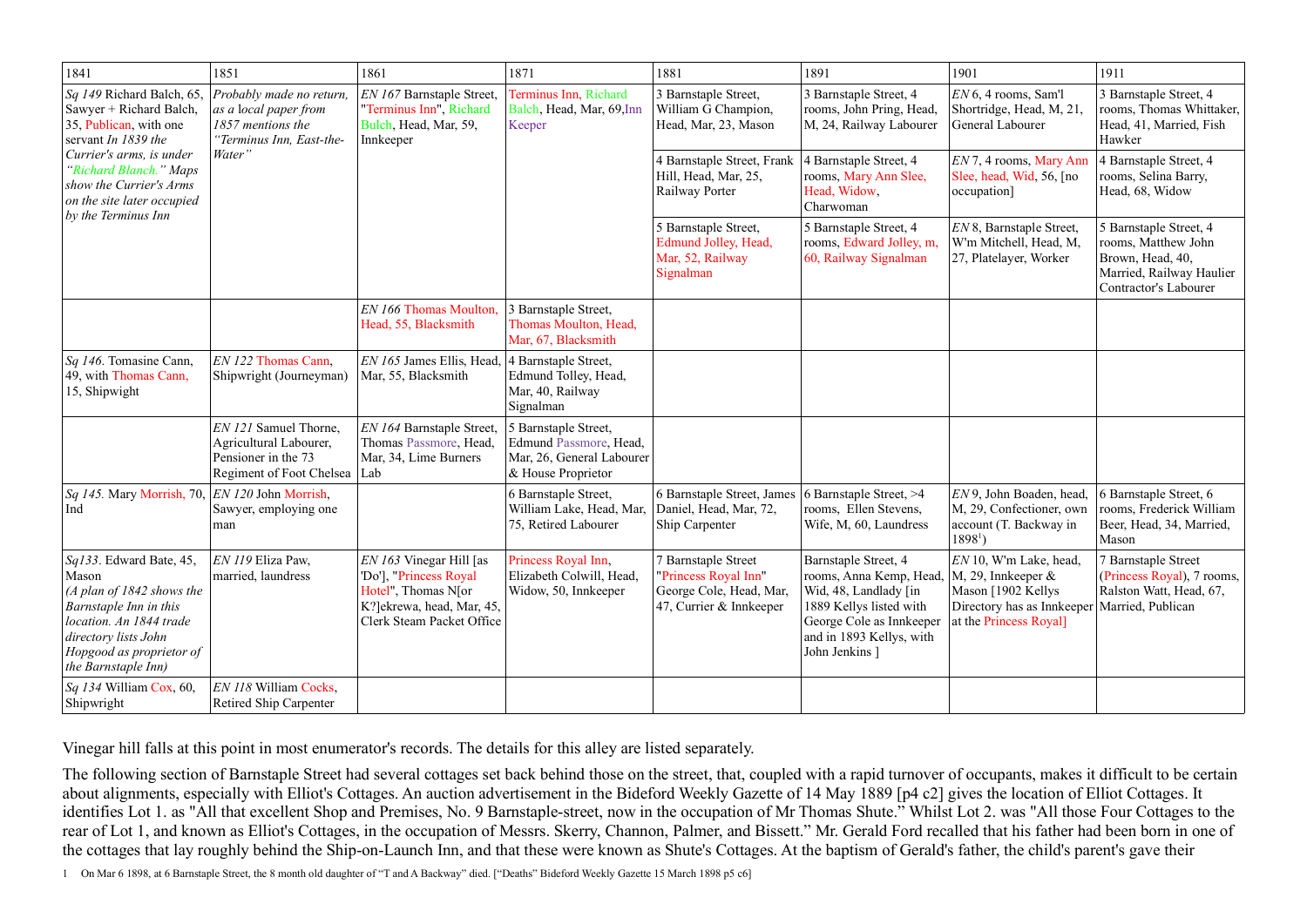| 1841 | 1851 | 1861 | 1871 | 1881 | 1891 | 1901 | 1911 |
|---|---|---|---|---|---|---|---|
| *Sq 149* Richard Balch, 65, Sawyer + Richard Balch, 35, Publican, with one servant *In 1839 the Currier's arms, is under "Richard Blanch." Maps show the Currier's Arms on the site later occupied by the Terminus Inn* | *Probably made no return, as a local paper from 1857 mentions the "Terminus Inn, East-the-Water"* | *EN 167* Barnstaple Street, "Terminus Inn", Richard Bulch, Head, Mar, 59, Innkeeper | Terminus Inn, Richard Balch, Head, Mar, 69,Inn Keeper | 3 Barnstaple Street, William G Champion, Head, Mar, 23, Mason | 3 Barnstaple Street, 4 rooms, John Pring, Head, M, 24, Railway Labourer | *EN* 6, 4 rooms, Sam'l Shortridge, Head, M, 21, General Labourer | 3 Barnstaple Street, 4 rooms, Thomas Whittaker, Head, 41, Married, Fish Hawker |
| | | | | 4 Barnstaple Street, Frank Hill, Head, Mar, 25, Railway Porter | 4 Barnstaple Street, 4 rooms, Mary Ann Slee, Head, Widow, Charwoman | *EN* 7, 4 rooms, Mary Ann Slee, head, Wid, 56, [no occupation] | 4 Barnstaple Street, 4 rooms, Selina Barry, Head, 68, Widow |
| | | | | 5 Barnstaple Street, Edmund Jolley, Head, Mar, 52, Railway Signalman | 5 Barnstaple Street, 4 rooms, Edward Jolley, m, 60, Railway Signalman | *EN* 8, Barnstaple Street, W'm Mitchell, Head, M, 27, Platelayer, Worker | 5 Barnstaple Street, 4 rooms, Matthew John Brown, Head, 40, Married, Railway Haulier Contractor's Labourer |
| | | *EN 166* Thomas Moulton, Head, 55, Blacksmith | 3 Barnstaple Street, Thomas Moulton, Head, Mar, 67, Blacksmith | | | | |
| *Sq 146.* Tomasine Cann, 49, with Thomas Cann, 15, Shipwight | *EN 122* Thomas Cann, Shipwright (Journeyman) | *EN 165* James Ellis, Head, Mar, 55, Blacksmith | 4 Barnstaple Street, Edmund Tolley, Head, Mar, 40, Railway Signalman | | | | |
| | *EN 121* Samuel Thorne, Agricultural Labourer, Pensioner in the 73 Regiment of Foot Chelsea | *EN 164* Barnstaple Street, Thomas Passmore, Head, Mar, 34, Lime Burners Lab | 5 Barnstaple Street, Edmund Passmore, Head, Mar, 26, General Labourer & House Proprietor | | | | |
| *Sq 145.* Mary Morrish, 70, Ind | *EN 120* John Morrish, Sawyer, employing one man | | 6 Barnstaple Street, William Lake, Head, Mar, 75, Retired Labourer | 6 Barnstaple Street, James Daniel, Head, Mar, 72, Ship Carpenter | 6 Barnstaple Street, >4 rooms, Ellen Stevens, Wife, M, 60, Laundress | *EN* 9, John Boaden, head, M, 29, Confectioner, own account (T. Backway in 1898[1]) | 6 Barnstaple Street, 6 rooms, Frederick William Beer, Head, 34, Married, Mason |
| *Sq133.* Edward Bate, 45, Mason *(A plan of 1842 shows the Barnstaple Inn in this location. An 1844 trade directory lists John Hopgood as proprietor of the Barnstaple Inn)* | *EN 119* Eliza Paw, married, laundress | *EN 163* Vinegar Hill [as 'Do'], "Princess Royal Hotel", Thomas N[or K?]ekrewa, head, Mar, 45, Clerk Steam Packet Office | Princess Royal Inn, Elizabeth Colwill, Head, Widow, 50, Innkeeper | 7 Barnstaple Street "Princess Royal Inn" George Cole, Head, Mar, 47, Currier & Innkeeper | Barnstaple Street, 4 rooms, Anna Kemp, Head, Wid, 48, Landlady [in 1889 Kellys listed with George Cole as Innkeeper and in 1893 Kellys, with John Jenkins ] | *EN* 10, W'm Lake, head, M, 29, Innkeeper & Mason [1902 Kellys Directory has as Innkeeper at the Princess Royal] | 7 Barnstaple Street (Princess Royal), 7 rooms, Ralston Watt, Head, 67, Married, Publican |
| *Sq 134* William Cox, 60, Shipwright | *EN 118* William Cocks, Retired Ship Carpenter | | | | | | |

Vinegar hill falls at this point in most enumerator's records. The details for this alley are listed separately.

The following section of Barnstaple Street had several cottages set back behind those on the street, that, coupled with a rapid turnover of occupants, makes it difficult to be certain about alignments, especially with Elliot's Cottages. An auction advertisement in the Bideford Weekly Gazette of 14 May 1889 [p4 c2] gives the location of Elliot Cottages. It identifies Lot 1. as "All that excellent Shop and Premises, No. 9 Barnstaple-street, now in the occupation of Mr Thomas Shute." Whilst Lot 2. was "All those Four Cottages to the rear of Lot 1, and known as Elliot's Cottages, in the occupation of Messrs. Skerry, Channon, Palmer, and Bissett." Mr. Gerald Ford recalled that his father had been born in one of the cottages that lay roughly behind the Ship-on-Launch Inn, and that these were known as Shute's Cottages. At the baptism of Gerald's father, the child's parent's gave their

1 On Mar 6 1898, at 6 Barnstaple Street, the 8 month old daughter of "T and A Backway" died. ["Deaths" Bideford Weekly Gazette 15 March 1898 p5 c6]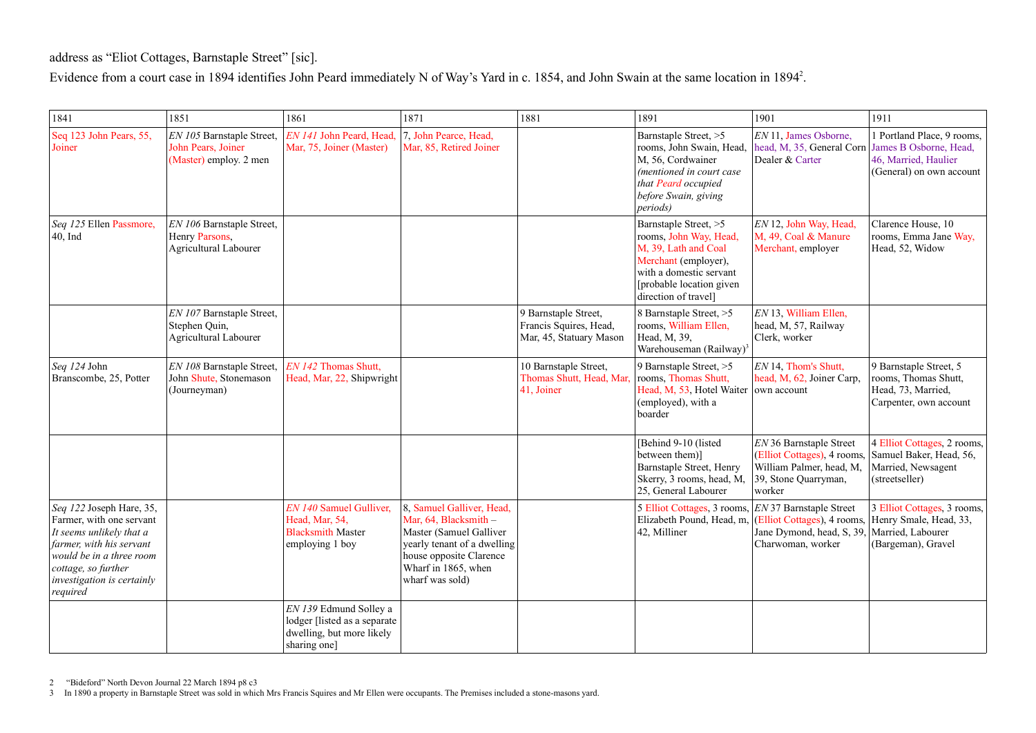address as "Eliot Cottages, Barnstaple Street" [sic].

Evidence from a court case in 1894 identifies John Peard immediately N of Way's Yard in c. 1854, and John Swain at the same location in 1894[2].

| 1841 | 1851 | 1861 | 1871 | 1881 | 1891 | 1901 | 1911 |
|---|---|---|---|---|---|---|---|
| Seq 123 John Pears, 55, Joiner | *EN 105* Barnstaple Street, John Pears, Joiner (Master) employ. 2 men | *EN 141* John Peard, Head, Mar, 75, Joiner (Master) | 7, John Pearce, Head, Mar, 85, Retired Joiner | | Barnstaple Street, >5 rooms, John Swain, Head, M, 56, Cordwainer *(mentioned in court case that Peard occupied before Swain, giving periods)* | *EN* 11, James Osborne, head, M, 35, General Corn Dealer & Carter | 1 Portland Place, 9 rooms, James B Osborne, Head, 46, Married, Haulier (General) on own account |
| *Seq 125* Ellen Passmore, 40, Ind | *EN 106* Barnstaple Street, Henry Parsons, Agricultural Labourer | | | | Barnstaple Street, >5 rooms, John Way, Head, M, 39, Lath and Coal Merchant (employer), with a domestic servant [probable location given direction of travel] | *EN* 12, John Way, Head, M, 49, Coal & Manure Merchant, employer | Clarence House, 10 rooms, Emma Jane Way, Head, 52, Widow |
| | *EN 107* Barnstaple Street, Stephen Quin, Agricultural Labourer | | | 9 Barnstaple Street, Francis Squires, Head, Mar, 45, Statuary Mason | 8 Barnstaple Street, >5 rooms, William Ellen, Head, M, 39, Warehouseman (Railway)[3] | *EN* 13, William Ellen, head, M, 57, Railway Clerk, worker | |
| *Seq 124* John Branscombe, 25, Potter | *EN 108* Barnstaple Street, John Shute, Stonemason (Journeyman) | *EN 142* Thomas Shutt, Head, Mar, 22, Shipwright | | 10 Barnstaple Street, Thomas Shutt, Head, Mar, 41, Joiner | 9 Barnstaple Street, >5 rooms, Thomas Shutt, Head, M, 53, Hotel Waiter (employed), with a boarder | *EN* 14, Thom's Shutt, head, M, 62, Joiner Carp, own account | 9 Barnstaple Street, 5 rooms, Thomas Shutt, Head, 73, Married, Carpenter, own account |
| | | | | | [Behind 9-10 (listed between them)] Barnstaple Street, Henry Skerry, 3 rooms, head, M, 25, General Labourer | *EN* 36 Barnstaple Street (Elliot Cottages), 4 rooms, William Palmer, head, M, 39, Stone Quarryman, worker | 4 Elliot Cottages, 2 rooms, Samuel Baker, Head, 56, Married, Newsagent (streetseller) |
| *Seq 122* Joseph Hare, 35, Farmer, with one servant *It seems unlikely that a farmer, with his servant would be in a three room cottage, so further investigation is certainly required* | | *EN 140* Samuel Gulliver, Head, Mar, 54, Blacksmith Master employing 1 boy | 8, Samuel Galliver, Head, Mar, 64, Blacksmith – Master (Samuel Galliver yearly tenant of a dwelling house opposite Clarence Wharf in 1865, when wharf was sold) | | 5 Elliot Cottages, 3 rooms, Elizabeth Pound, Head, m, 42, Milliner | *EN* 37 Barnstaple Street (Elliot Cottages), 4 rooms, Jane Dymond, head, S, 39, Charwoman, worker | 3 Elliot Cottages, 3 rooms, Henry Smale, Head, 33, Married, Labourer (Bargeman), Gravel |
| | | *EN 139* Edmund Solley a lodger [listed as a separate dwelling, but more likely sharing one] | | | | | |

2 "Bideford" North Devon Journal 22 March 1894 p8 c3

3 In 1890 a property in Barnstaple Street was sold in which Mrs Francis Squires and Mr Ellen were occupants. The Premises included a stone-masons yard.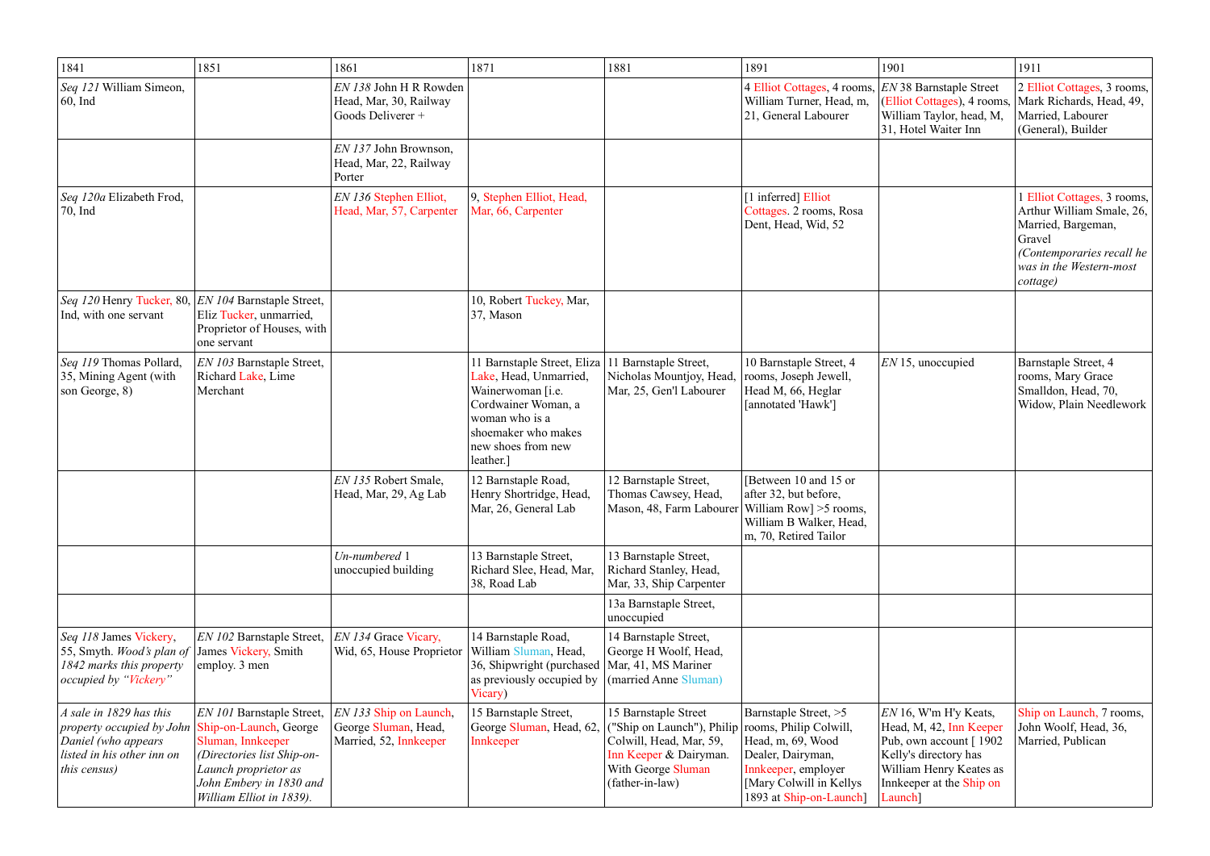| 1841 | 1851 | 1861 | 1871 | 1881 | 1891 | 1901 | 1911 |
|---|---|---|---|---|---|---|---|
| *Seq 121* William Simeon, 60, Ind | | *EN 138* John H R Rowden Head, Mar, 30, Railway Goods Deliverer + | | | 4 Elliot Cottages, 4 rooms, William Turner, Head, m, 21, General Labourer | *EN* 38 Barnstaple Street (Elliot Cottages), 4 rooms, William Taylor, head, M, 31, Hotel Waiter Inn | 2 Elliot Cottages, 3 rooms, Mark Richards, Head, 49, Married, Labourer (General), Builder |
| | | *EN 137* John Brownson, Head, Mar, 22, Railway Porter | | | | | |
| *Seq 120a* Elizabeth Frod, 70, Ind | | *EN 136* Stephen Elliot, Head, Mar, 57, Carpenter | 9, Stephen Elliot, Head, Mar, 66, Carpenter | | [1 inferred] Elliot Cottages. 2 rooms, Rosa Dent, Head, Wid, 52 | | 1 Elliot Cottages, 3 rooms, Arthur William Smale, 26, Married, Bargeman, Gravel *(Contemporaries recall he was in the Western-most cottage)* |
| *Seq 120* Henry Tucker, 80, Ind, with one servant | *EN 104* Barnstaple Street, Eliz Tucker, unmarried, Proprietor of Houses, with one servant | | 10, Robert Tuckey, Mar, 37, Mason | | | | |
| *Seq 119* Thomas Pollard, 35, Mining Agent (with son George, 8) | *EN 103* Barnstaple Street, Richard Lake, Lime Merchant | | 11 Barnstaple Street, Eliza Lake, Head, Unmarried, Wainerwoman [i.e. Cordwainer Woman, a woman who is a shoemaker who makes new shoes from new leather.] | 11 Barnstaple Street, Nicholas Mountjoy, Head, Mar, 25, Gen'l Labourer | 10 Barnstaple Street, 4 rooms, Joseph Jewell, Head M, 66, Heglar [annotated 'Hawk'] | *EN* 15, unoccupied | Barnstaple Street, 4 rooms, Mary Grace Smalldon, Head, 70, Widow, Plain Needlework |
| | | *EN 135* Robert Smale, Head, Mar, 29, Ag Lab | 12 Barnstaple Road, Henry Shortridge, Head, Mar, 26, General Lab | 12 Barnstaple Street, Thomas Cawsey, Head, Mason, 48, Farm Labourer | [Between 10 and 15 or after 32, but before, William Row] >5 rooms, William B Walker, Head, m, 70, Retired Tailor | | |
| | | *Un-numbered* 1 unoccupied building | 13 Barnstaple Street, Richard Slee, Head, Mar, 38, Road Lab | 13 Barnstaple Street, Richard Stanley, Head, Mar, 33, Ship Carpenter | | | |
| | | | | 13a Barnstaple Street, unoccupied | | | |
| *Seq 118* James Vickery, 55, Smyth. *Wood's plan of 1842 marks this property occupied by "Vickery"* | *EN 102* Barnstaple Street, James Vickery, Smith employ. 3 men | *EN 134* Grace Vicary, Wid, 65, House Proprietor | 14 Barnstaple Road, William Sluman, Head, 36, Shipwright (purchased as previously occupied by Vicary) | 14 Barnstaple Street, George H Woolf, Head, Mar, 41, MS Mariner (married Anne Sluman) | | | |
| *A sale in 1829 has this property occupied by John Daniel (who appears listed in his other inn on this census)* | *EN 101* Barnstaple Street, Ship-on-Launch, George Sluman, Innkeeper *(Directories list Ship-on-Launch proprietor as John Embery in 1830 and William Elliot in 1839).* | *EN 133* Ship on Launch, George Sluman, Head, Married, 52, Innkeeper | 15 Barnstaple Street, George Sluman, Head, 62, Innkeeper | 15 Barnstaple Street ("Ship on Launch"), Philip Colwill, Head, Mar, 59, Inn Keeper & Dairyman. With George Sluman (father-in-law) | Barnstaple Street, >5 rooms, Philip Colwill, Head, m, 69, Wood Dealer, Dairyman, Innkeeper, employer [Mary Colwill in Kellys 1893 at Ship-on-Launch] | *EN* 16, W'm H'y Keats, Head, M, 42, Inn Keeper Pub, own account [ 1902 Kelly's directory has William Henry Keates as Innkeeper at the Ship on Launch] | Ship on Launch, 7 rooms, John Woolf, Head, 36, Married, Publican |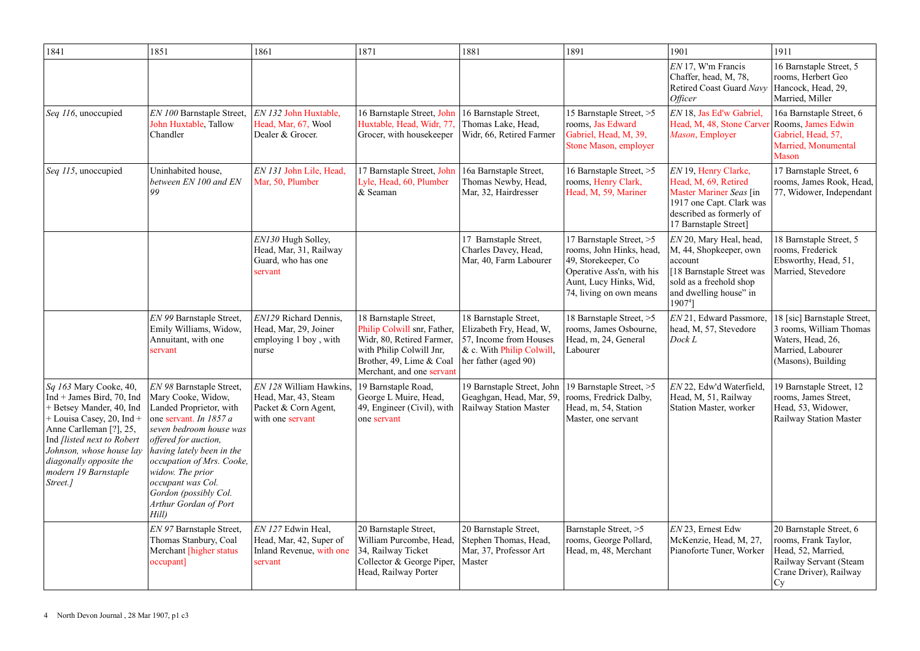| 1841 | 1851 | 1861 | 1871 | 1881 | 1891 | 1901 | 1911 |
|---|---|---|---|---|---|---|---|
| | | | | | | *EN* 17, W'm Francis Chaffer, head, M, 78, Retired Coast Guard *Navy Officer* | 16 Barnstaple Street, 5 rooms, Herbert Geo Hancock, Head, 29, Married, Miller |
| *Seq 116*, unoccupied | *EN 100* Barnstaple Street, John Huxtable, Tallow Chandler | *EN 132* John Huxtable, Head, Mar, 67, Wool Dealer & Grocer. | 16 Barnstaple Street, John Huxtable, Head, Widr, 77, Grocer, with housekeeper | 16 Barnstaple Street, Thomas Lake, Head, Widr, 66, Retired Farmer | 15 Barnstaple Street, >5 rooms, Jas Edward Gabriel, Head, M, 39, Stone Mason, employer | *EN* 18, Jas Ed'w Gabriel, Head, M, 48, Stone Carver *Mason*, Employer | 16a Barnstaple Street, 6 Rooms, James Edwin Gabriel, Head, 57, Married, Monumental Mason |
| *Seq 115*, unoccupied | Uninhabited house, *between EN 100 and EN 99* | *EN 131* John Lile, Head, Mar, 50, Plumber | 17 Barnstaple Street, John Lyle, Head, 60, Plumber & Seaman | 16a Barnstaple Street, Thomas Newby, Head, Mar, 32, Hairdresser | 16 Barnstaple Street, >5 rooms, Henry Clark, Head, M, 59, Mariner | *EN* 19, Henry Clarke, Head, M, 69, Retired Master Mariner *Seas* [in 1917 one Capt. Clark was described as formerly of 17 Barnstaple Street] | 17 Barnstaple Street, 6 rooms, James Rook, Head, 77, Widower, Independant |
| | | *EN130* Hugh Solley, Head, Mar, 31, Railway Guard, who has one servant | | 17 Barnstaple Street, Charles Davey, Head, Mar, 40, Farm Labourer | 17 Barnstaple Street, >5 rooms, John Hinks, head, 49, Storekeeper, Co Operative Ass'n, with his Aunt, Lucy Hinks, Wid, 74, living on own means | *EN* 20, Mary Heal, head, M, 44, Shopkeeper, own account [18 Barnstaple Street was sold as a freehold shop and dwelling house" in 1907[4]] | 18 Barnstaple Street, 5 rooms, Frederick Ebsworthy, Head, 51, Married, Stevedore |
| | *EN 99* Barnstaple Street, Emily Williams, Widow, Annuitant, with one servant | *EN129* Richard Dennis, Head, Mar, 29, Joiner employing 1 boy , with nurse | 18 Barnstaple Street, Philip Colwill snr, Father, Widr, 80, Retired Farmer, with Philip Colwill Jnr, Brother, 49, Lime & Coal Merchant, and one servant | 18 Barnstaple Street, Elizabeth Fry, Head, W, 57, Income from Houses & c. With Philip Colwill, her father (aged 90) | 18 Barnstaple Street, >5 rooms, James Osbourne, Head, m, 24, General Labourer | *EN* 21, Edward Passmore, head, M, 57, Stevedore *Dock L* | 18 [sic] Barnstaple Street, 3 rooms, William Thomas Waters, Head, 26, Married, Labourer (Masons), Building |
| *Sq 163* Mary Cooke, 40, Ind + James Bird, 70, Ind + Betsey Mander, 40, Ind + Louisa Casey, 20, Ind + Anne Carlleman [?], 25, Ind *[listed next to Robert Johnson, whose house lay diagonally opposite the modern 19 Barnstaple Street.]* | *EN 98* Barnstaple Street, Mary Cooke, Widow, Landed Proprietor, with one servant. *In 1857 a seven bedroom house was offered for auction, having lately been in the occupation of Mrs. Cooke, widow. The prior occupant was Col. Gordon (possibly Col. Arthur Gordan of Port Hill)* | *EN 128* William Hawkins, Head, Mar, 43, Steam Packet & Corn Agent, with one servant | 19 Barnstaple Road, George L Muire, Head, 49, Engineer (Civil), with one servant | 19 Barnstaple Street, John Geaghgan, Head, Mar, 59, Railway Station Master | 19 Barnstaple Street, >5 rooms, Fredrick Dalby, Head, m, 54, Station Master, one servant | *EN* 22, Edw'd Waterfield, Head, M, 51, Railway Station Master, worker | 19 Barnstaple Street, 12 rooms, James Street, Head, 53, Widower, Railway Station Master |
| | *EN 97* Barnstaple Street, Thomas Stanbury, Coal Merchant [higher status occupant] | *EN 127* Edwin Heal, Head, Mar, 42, Super of Inland Revenue, with one servant | 20 Barnstaple Street, William Purcombe, Head, 34, Railway Ticket Collector & George Piper, Head, Railway Porter | 20 Barnstaple Street, Stephen Thomas, Head, Mar, 37, Professor Art Master | Barnstaple Street, >5 rooms, George Pollard, Head, m, 48, Merchant | *EN* 23, Ernest Edw McKenzie, Head, M, 27, Pianoforte Tuner, Worker | 20 Barnstaple Street, 6 rooms, Frank Taylor, Head, 52, Married, Railway Servant (Steam Crane Driver), Railway Cy |

4 North Devon Journal , 28 Mar 1907, p1 c3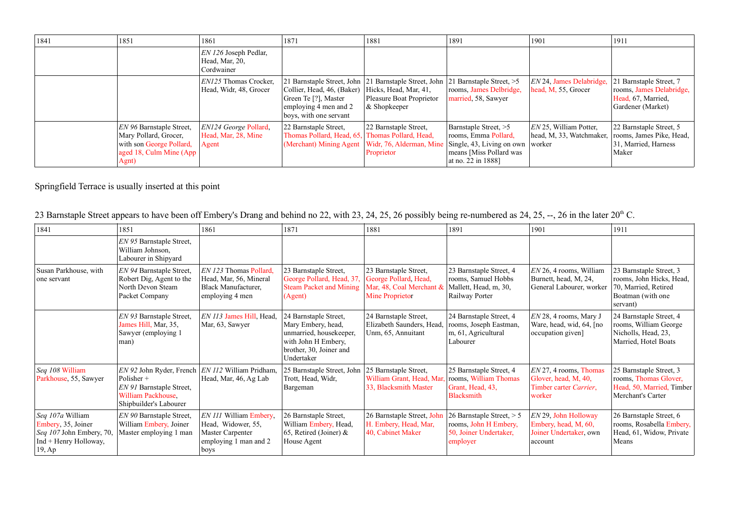| 1841 | 1851 | 1861 | 1871 | 1881 | 1891 | 1901 | 1911 |
|---|---|---|---|---|---|---|---|
| | | *EN 126* Joseph Pedlar, Head, Mar, 20, Cordwainer | | | | | |
| | | *EN125* Thomas Crocker, Head, Widr, 48, Grocer | 21 Barnstaple Street, John Collier, Head, 46, (Baker) Green Te [?], Master employing 4 men and 2 boys, with one servant | 21 Barnstaple Street, John Hicks, Head, Mar, 41, Pleasure Boat Proprietor & Shopkeeper | 21 Barnstaple Street, >5 rooms, James Delbridge, married, 58, Sawyer | *EN* 24, James Delabridge, head, M, 55, Grocer | 21 Barnstaple Street, 7 rooms, James Delabridge, Head, 67, Married, Gardener (Market) |
| | *EN 96* Barnstaple Street, Mary Pollard, Grocer, with son George Pollard, aged 18, Culm Mine (App Agnt) | *EN124 George* Pollard, Head, Mar, 28, Mine Agent | 22 Barnstaple Street, Thomas Pollard, Head, 65, (Merchant) Mining Agent | 22 Barnstaple Street, Thomas Pollard, Head, Widr, 76, Alderman, Mine Proprietor | Barnstaple Street, >5 rooms, Emma Pollard, Single, 43, Living on own means [Miss Pollard was at no. 22 in 1888] | *EN* 25, William Potter, head, M, 33, Watchmaker, worker | 22 Barnstaple Street, 5 rooms, James Pike, Head, 31, Married, Harness Maker |

Springfield Terrace is usually inserted at this point

23 Barnstaple Street appears to have been off Embery's Drang and behind no 22, with 23, 24, 25, 26 possibly being re-numbered as 24, 25, --, 26 in the later 20th C.

| 1841 | 1851 | 1861 | 1871 | 1881 | 1891 | 1901 | 1911 |
|---|---|---|---|---|---|---|---|
| | *EN 95* Barnstaple Street, William Johnson, Labourer in Shipyard | | | | | | |
| Susan Parkhouse, with one servant | *EN 94* Barnstaple Street, Robert Dig, Agent to the North Devon Steam Packet Company | *EN 123* Thomas Pollard, Head, Mar, 56, Mineral Black Manufacturer, employing 4 men | 23 Barnstaple Street, George Pollard, Head, 37, Steam Packet and Mining (Agent) | 23 Barnstaple Street, George Pollard, Head, Mar, 48, Coal Merchant & Mine Proprietor | 23 Barnstaple Street, 4 rooms, Samuel Hobbs Mallett, Head, m, 30, Railway Porter | *EN* 26, 4 rooms, William Burnett, head, M, 24, General Labourer, worker | 23 Barnstaple Street, 3 rooms, John Hicks, Head, 70, Married, Retired Boatman (with one servant) |
| | *EN 93* Barnstaple Street, James Hill, Mar, 35, Sawyer (employing 1 man) | *EN 113* James Hill, Head, Mar, 63, Sawyer | 24 Barnstaple Street, Mary Embery, head, unmarried, housekeeper, with John H Embery, brother, 30, Joiner and Undertaker | 24 Barnstaple Street, Elizabeth Saunders, Head, Unm, 65, Annuitant | 24 Barnstaple Street, 4 rooms, Joseph Eastman, m, 61, Agricultural Labourer | *EN* 28, 4 rooms, Mary J Ware, head, wid, 64, [no occupation given] | 24 Barnstaple Street, 4 rooms, William George Nicholls, Head, 23, Married, Hotel Boats |
| *Seq 108* William Parkhouse, 55, Sawyer | *EN 92* John Ryder, French Polisher + *EN 91* Barnstaple Street, William Packhouse, Shipbuilder's Labourer | *EN 112* William Pridham, Head, Mar, 46, Ag Lab | 25 Barnstaple Street, John Trott, Head, Widr, Bargeman | 25 Barnstaple Street, William Grant, Head, Mar, 33, Blacksmith Master | 25 Barnstaple Street, 4 rooms, William Thomas Grant, Head, 43, Blacksmith | *EN* 27, 4 rooms, Thomas Glover, head, M, 40, Timber carter *Carrier*, worker | 25 Barnstaple Street, 3 rooms, Thomas Glover, Head, 50, Married, Timber Merchant's Carter |
| *Seq 107a* William Embery, 35, Joiner *Seq 107* John Embery, 70, Ind + Henry Holloway, 19, Ap | *EN 90* Barnstaple Street, William Embery, Joiner Master employing 1 man | *EN 111* William Embery, Head, Widower, 55, Master Carpenter employing 1 man and 2 boys | 26 Barnstaple Street, William Embery, Head, 65, Retired (Joiner) & House Agent | 26 Barnstaple Street, John H. Embery, Head, Mar, 40, Cabinet Maker | 26 Barnstaple Street, > 5 rooms, John H Embery, 50, Joiner Undertaker, employer | *EN* 29, John Holloway Embery, head, M, 60, Joiner Undertaker, own account | 26 Barnstaple Street, 6 rooms, Rosabella Embery, Head, 61, Widow, Private Means |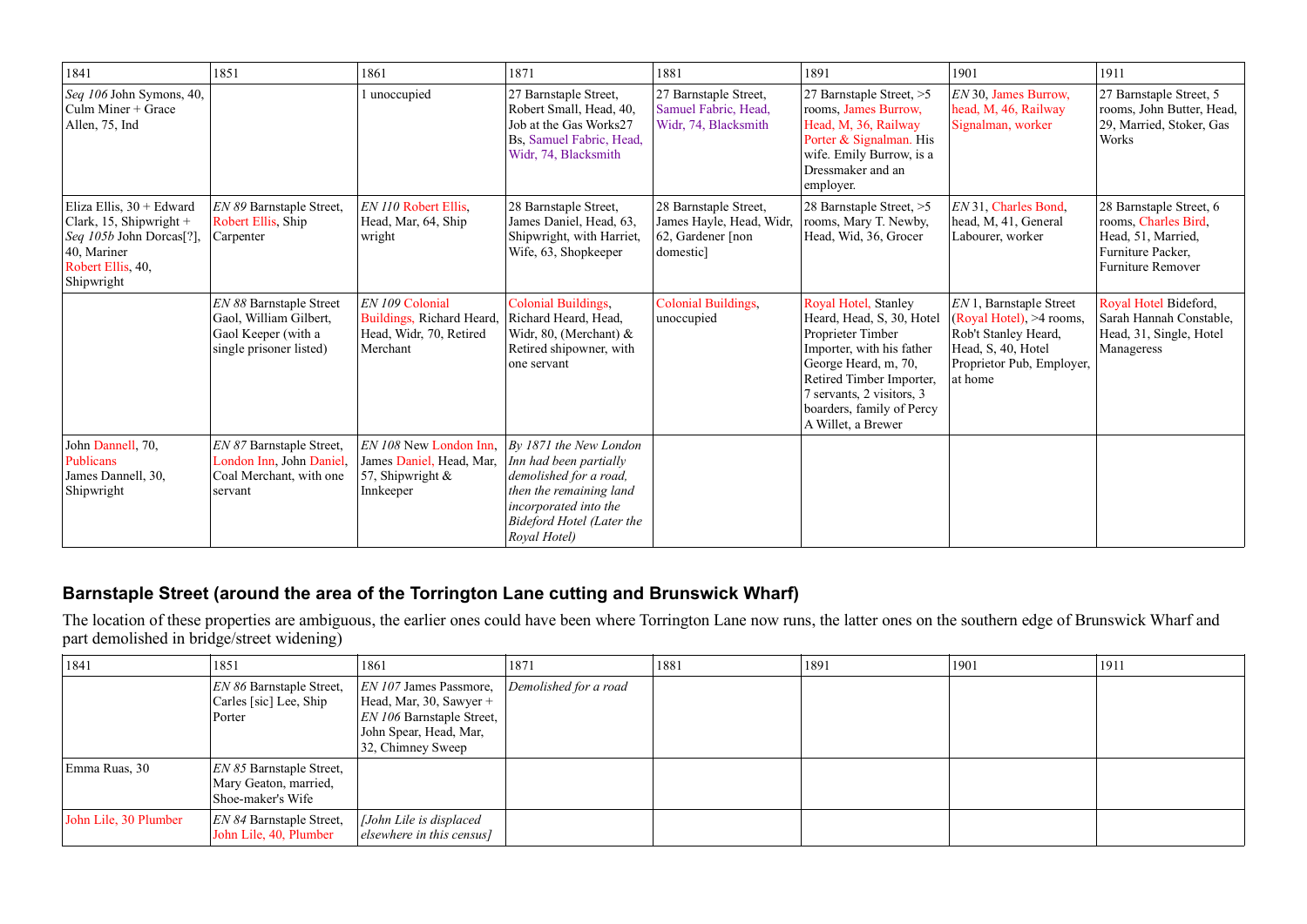| 1841 | 1851 | 1861 | 1871 | 1881 | 1891 | 1901 | 1911 |
|---|---|---|---|---|---|---|---|
| *Seq 106* John Symons, 40, Culm Miner + Grace Allen, 75, Ind | | 1 unoccupied | 27 Barnstaple Street, Robert Small, Head, 40, Job at the Gas Works27 Bs, Samuel Fabric, Head, Widr, 74, Blacksmith | 27 Barnstaple Street, Samuel Fabric, Head, Widr, 74, Blacksmith | 27 Barnstaple Street, >5 rooms, James Burrow, Head, M, 36, Railway Porter & Signalman. His wife. Emily Burrow, is a Dressmaker and an employer. | *EN* 30, James Burrow, head, M, 46, Railway Signalman, worker | 27 Barnstaple Street, 5 rooms, John Butter, Head, 29, Married, Stoker, Gas Works |
| Eliza Ellis, 30 + Edward Clark, 15, Shipwright + *Seq 105b* John Dorcas[?], 40, Mariner Robert Ellis, 40, Shipwright | *EN 89* Barnstaple Street, Robert Ellis, Ship Carpenter | *EN 110* Robert Ellis, Head, Mar, 64, Ship wright | 28 Barnstaple Street, James Daniel, Head, 63, Shipwright, with Harriet, Wife, 63, Shopkeeper | 28 Barnstaple Street, James Hayle, Head, Widr, 62, Gardener [non domestic] | 28 Barnstaple Street, >5 rooms, Mary T. Newby, Head, Wid, 36, Grocer | *EN* 31, Charles Bond, head, M, 41, General Labourer, worker | 28 Barnstaple Street, 6 rooms, Charles Bird, Head, 51, Married, Furniture Packer, Furniture Remover |
| | *EN 88* Barnstaple Street Gaol, William Gilbert, Gaol Keeper (with a single prisoner listed) | *EN 109* Colonial Buildings, Richard Heard, Head, Widr, 70, Retired Merchant | Colonial Buildings, Richard Heard, Head, Widr, 80, (Merchant) & Retired shipowner, with one servant | Colonial Buildings, unoccupied | Royal Hotel, Stanley Heard, Head, S, 30, Hotel Proprieter Timber Importer, with his father George Heard, m, 70, Retired Timber Importer, 7 servants, 2 visitors, 3 boarders, family of Percy A Willet, a Brewer | *EN* 1, Barnstaple Street (Royal Hotel), >4 rooms, Rob't Stanley Heard, Head, S, 40, Hotel Proprietor Pub, Employer, at home | Royal Hotel Bideford, Sarah Hannah Constable, Head, 31, Single, Hotel Manageress |
| John Dannell, 70, Publicans James Dannell, 30, Shipwright | *EN 87* Barnstaple Street, London Inn, John Daniel, Coal Merchant, with one servant | *EN 108* New London Inn, James Daniel, Head, Mar, 57, Shipwright & Innkeeper | *By 1871 the New London Inn had been partially demolished for a road, then the remaining land incorporated into the Bideford Hotel (Later the Royal Hotel)* | | | | |

## Barnstaple Street (around the area of the Torrington Lane cutting and Brunswick Wharf)

The location of these properties are ambiguous, the earlier ones could have been where Torrington Lane now runs, the latter ones on the southern edge of Brunswick Wharf and part demolished in bridge/street widening)

| 1841 | 1851 | 1861 | 1871 | 1881 | 1891 | 1901 | 1911 |
|---|---|---|---|---|---|---|---|
| | *EN 86* Barnstaple Street, Carles [sic] Lee, Ship Porter | *EN 107* James Passmore, Head, Mar, 30, Sawyer + *EN 106* Barnstaple Street, John Spear, Head, Mar, 32, Chimney Sweep | *Demolished for a road* | | | | |
| Emma Ruas, 30 | *EN 85* Barnstaple Street, Mary Geaton, married, Shoe-maker's Wife | | | | | | |
| John Lile, 30 Plumber | *EN 84* Barnstaple Street, John Lile, 40, Plumber | *[John Lile is displaced elsewhere in this census]* | | | | | |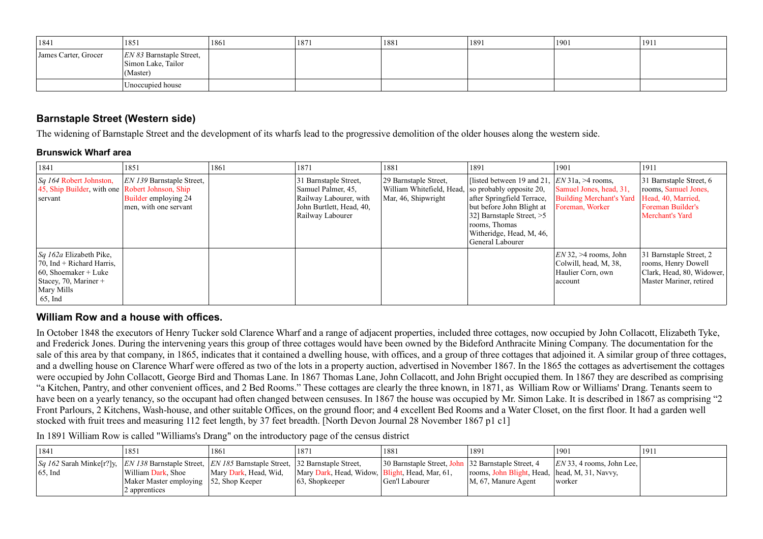| 1841 | 1851 | 1861 | 1871 | 1881 | 1891 | 1901 | 1911 |
|---|---|---|---|---|---|---|---|
| James Carter, Grocer | *EN 83* Barnstaple Street, Simon Lake, Tailor (Master) | | | | | | |
| | Unoccupied house | | | | | | |

## Barnstaple Street (Western side)

The widening of Barnstaple Street and the development of its wharfs lead to the progressive demolition of the older houses along the western side.

### Brunswick Wharf area

| 1841 | 1851 | 1861 | 1871 | 1881 | 1891 | 1901 | 1911 |
|---|---|---|---|---|---|---|---|
| *Sq 164* Robert Johnston, 45, Ship Builder, with one servant | *EN 139* Barnstaple Street, Robert Johnson, Ship Builder employing 24 men, with one servant | | 31 Barnstaple Street, Samuel Palmer, 45, Railway Labourer, with John Burtlett, Head, 40, Railway Labourer | 29 Barnstaple Street, William Whitefield, Head, Mar, 46, Shipwright | [listed between 19 and 21, so probably opposite 20, after Springfield Terrace, but before John Blight at 32] Barnstaple Street, >5 rooms, Thomas Witheridge, Head, M, 46, General Labourer | *EN* 31a, >4 rooms, Samuel Jones, head, 31, Building Merchant's Yard Foreman, Worker | 31 Barnstaple Street, 6 rooms, Samuel Jones, Head, 40, Married, Foreman Builder's Merchant's Yard |
| *Sq 162a* Elizabeth Pike, 70, Ind + Richard Harris, 60, Shoemaker + Luke Stacey, 70, Mariner + Mary Mills 65, Ind | | | | | | *EN* 32, >4 rooms, John Colwill, head, M, 38, Haulier Corn, own account | 31 Barnstaple Street, 2 rooms, Henry Dowell Clark, Head, 80, Widower, Master Mariner, retired |

## William Row and a house with offices.

In October 1848 the executors of Henry Tucker sold Clarence Wharf and a range of adjacent properties, included three cottages, now occupied by John Collacott, Elizabeth Tyke, and Frederick Jones. During the intervening years this group of three cottages would have been owned by the Bideford Anthracite Mining Company. The documentation for the sale of this area by that company, in 1865, indicates that it contained a dwelling house, with offices, and a group of three cottages that adjoined it. A similar group of three cottages, and a dwelling house on Clarence Wharf were offered as two of the lots in a property auction, advertised in November 1867. In the 1865 the cottages as advertisement the cottages were occupied by John Collacott, George Bird and Thomas Lane. In 1867 Thomas Lane, John Collacott, and John Bright occupied them. In 1867 they are described as comprising "a Kitchen, Pantry, and other convenient offices, and 2 Bed Rooms." These cottages are clearly the three known, in 1871, as William Row or Williams' Drang. Tenants seem to have been on a yearly tenancy, so the occupant had often changed between censuses. In 1867 the house was occupied by Mr. Simon Lake. It is described in 1867 as comprising "2 Front Parlours, 2 Kitchens, Wash-house, and other suitable Offices, on the ground floor; and 4 excellent Bed Rooms and a Water Closet, on the first floor. It had a garden well stocked with fruit trees and measuring 112 feet length, by 37 feet breadth. [North Devon Journal 28 November 1867 p1 c1]

In 1891 William Row is called "Williams's Drang" on the introductory page of the census district

| 1841 | 1851 | 1861 | 1871 | 1881 | 1891 | 1901 | 1911 |
|---|---|---|---|---|---|---|---|
| *Sq 162* Sarah Minke[r?]y, 65, Ind | *EN 138* Barnstaple Street, William Dark, Shoe Maker Master employing 2 apprentices | *EN 185* Barnstaple Street, Mary Dark, Head, Wid, 52, Shop Keeper | 32 Barnstaple Street, Mary Dark, Head, Widow, 63, Shopkeeper | 30 Barnstaple Street, John Blight, Head, Mar, 61, Gen'l Labourer | 32 Barnstaple Street, 4 rooms, John Blight, Head, M, 67, Manure Agent | *EN* 33, 4 rooms, John Lee, head, M, 31, Navvy, worker | |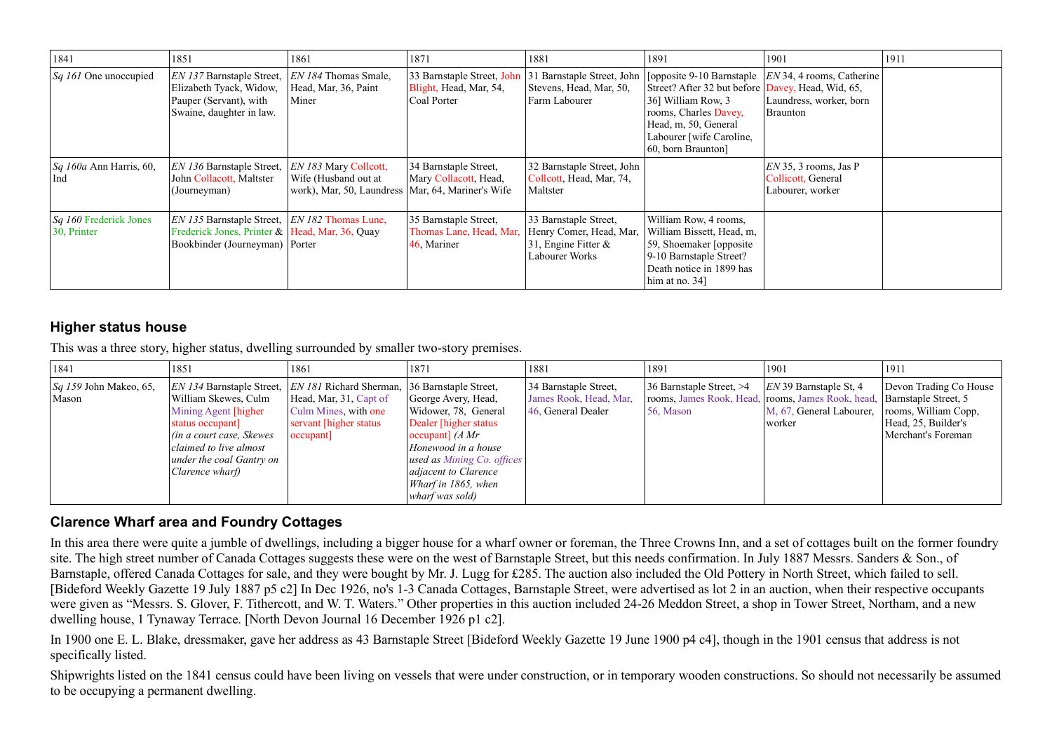| 1841 | 1851 | 1861 | 1871 | 1881 | 1891 | 1901 | 1911 |
|---|---|---|---|---|---|---|---|
| *Sq 161* One unoccupied | *EN 137* Barnstaple Street, Elizabeth Tyack, Widow, Pauper (Servant), with Swaine, daughter in law. | *EN 184* Thomas Smale, Head, Mar, 36, Paint Miner | 33 Barnstaple Street, John Blight, Head, Mar, 54, Coal Porter | 31 Barnstaple Street, John Stevens, Head, Mar, 50, Farm Labourer | [opposite 9-10 Barnstaple Street? After 32 but before 36] William Row, 3 rooms, Charles Davey, Head, m, 50, General Labourer [wife Caroline, 60, born Braunton] | *EN* 34, 4 rooms, Catherine Davey, Head, Wid, 65, Laundress, worker, born Braunton | |
| *Sq 160a* Ann Harris, 60, Ind | *EN 136* Barnstaple Street, John Collacott, Maltster (Journeyman) | *EN 183* Mary Collcott, Wife (Husband out at work), Mar, 50, Laundress | 34 Barnstaple Street, Mary Collacott, Head, Mar, 64, Mariner's Wife | 32 Barnstaple Street, John Collcott, Head, Mar, 74, Maltster | | *EN* 35, 3 rooms, Jas P Collicott, General Labourer, worker | |
| *Sq 160* Frederick Jones 30, Printer | *EN 135* Barnstaple Street, Frederick Jones, Printer & Bookbinder (Journeyman) | *EN 182* Thomas Lune, Head, Mar, 36, Quay Porter | 35 Barnstaple Street, Thomas Lane, Head, Mar, 46, Mariner | 33 Barnstaple Street, Henry Comer, Head, Mar, 31, Engine Fitter & Labourer Works | William Row, 4 rooms, William Bissett, Head, m, 59, Shoemaker [opposite 9-10 Barnstaple Street? Death notice in 1899 has him at no. 34] | | |

### Higher status house

This was a three story, higher status, dwelling surrounded by smaller two-story premises.

| 1841 | 1851 | 1861 | 1871 | 1881 | 1891 | 1901 | 1911 |
|---|---|---|---|---|---|---|---|
| *Sq 159* John Makeo, 65, Mason | *EN 134* Barnstaple Street, William Skewes, Culm Mining Agent [higher status occupant] *(in a court case, Skewes claimed to live almost under the coal Gantry on Clarence wharf)* | *EN 181* Richard Sherman, Head, Mar, 31, Capt of Culm Mines, with one servant [higher status occupant] | 36 Barnstaple Street, George Avery, Head, Widower, 78, General Dealer [higher status occupant] *(A Mr Honewood in a house used as Mining Co. offices adjacent to Clarence Wharf in 1865, when wharf was sold)* | 34 Barnstaple Street, James Rook, Head, Mar, 46, General Dealer | 36 Barnstaple Street, >4 rooms, James Rook, Head, 56, Mason | *EN* 39 Barnstaple St, 4 rooms, James Rook, head, M, 67, General Labourer, worker | Devon Trading Co House Barnstaple Street, 5 rooms, William Copp, Head, 25, Builder's Merchant's Foreman |

### Clarence Wharf area and Foundry Cottages

In this area there were quite a jumble of dwellings, including a bigger house for a wharf owner or foreman, the Three Crowns Inn, and a set of cottages built on the former foundry site. The high street number of Canada Cottages suggests these were on the west of Barnstaple Street, but this needs confirmation. In July 1887 Messrs. Sanders & Son., of Barnstaple, offered Canada Cottages for sale, and they were bought by Mr. J. Lugg for £285. The auction also included the Old Pottery in North Street, which failed to sell. [Bideford Weekly Gazette 19 July 1887 p5 c2] In Dec 1926, no's 1-3 Canada Cottages, Barnstaple Street, were advertised as lot 2 in an auction, when their respective occupants were given as "Messrs. S. Glover, F. Tithercott, and W. T. Waters." Other properties in this auction included 24-26 Meddon Street, a shop in Tower Street, Northam, and a new dwelling house, 1 Tynaway Terrace. [North Devon Journal 16 December 1926 p1 c2].

In 1900 one E. L. Blake, dressmaker, gave her address as 43 Barnstaple Street [Bideford Weekly Gazette 19 June 1900 p4 c4], though in the 1901 census that address is not specifically listed.

Shipwrights listed on the 1841 census could have been living on vessels that were under construction, or in temporary wooden constructions. So should not necessarily be assumed to be occupying a permanent dwelling.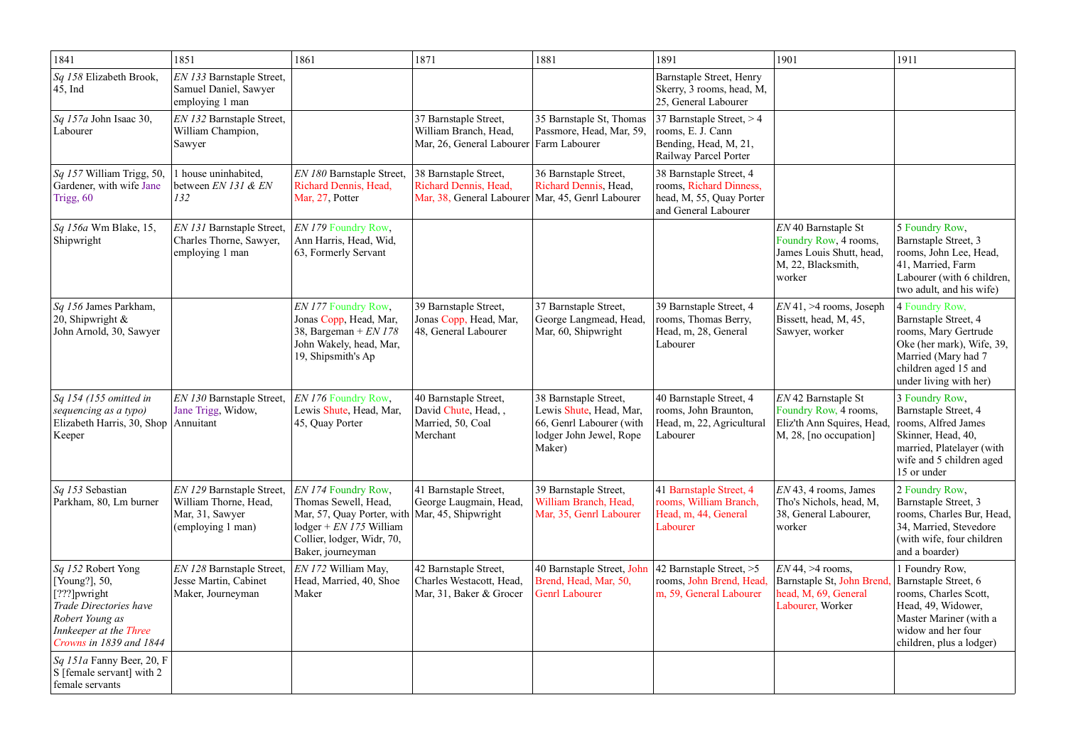| 1841 | 1851 | 1861 | 1871 | 1881 | 1891 | 1901 | 1911 |
|---|---|---|---|---|---|---|---|
| *Sq 158* Elizabeth Brook, 45, Ind | *EN 133* Barnstaple Street, Samuel Daniel, Sawyer employing 1 man | | | | Barnstaple Street, Henry Skerry, 3 rooms, head, M, 25, General Labourer | | |
| *Sq 157a* John Isaac 30, Labourer | *EN 132* Barnstaple Street, William Champion, Sawyer | | 37 Barnstaple Street, William Branch, Head, Mar, 26, General Labourer | 35 Barnstaple St, Thomas Passmore, Head, Mar, 59, Farm Labourer | 37 Barnstaple Street, > 4 rooms, E. J. Cann Bending, Head, M, 21, Railway Parcel Porter | | |
| *Sq 157* William Trigg, 50, Gardener, with wife Jane Trigg, 60 | 1 house uninhabited, between *EN 131* & *EN 132* | *EN 180* Barnstaple Street, Richard Dennis, Head, Mar, 27, Potter | 38 Barnstaple Street, Richard Dennis, Head, Mar, 38, General Labourer | 36 Barnstaple Street, Richard Dennis, Head, Mar, 45, Genrl Labourer | 38 Barnstaple Street, 4 rooms, Richard Dinness, head, M, 55, Quay Porter and General Labourer | | |
| *Sq 156a* Wm Blake, 15, Shipwright | *EN 131* Barnstaple Street, Charles Thorne, Sawyer, employing 1 man | *EN 179* Foundry Row, Ann Harris, Head, Wid, 63, Formerly Servant | | | | *EN* 40 Barnstaple St Foundry Row, 4 rooms, James Louis Shutt, head, M, 22, Blacksmith, worker | 5 Foundry Row, Barnstaple Street, 3 rooms, John Lee, Head, 41, Married, Farm Labourer (with 6 children, two adult, and his wife) |
| *Sq 156* James Parkham, 20, Shipwright & John Arnold, 30, Sawyer | | *EN 177* Foundry Row, Jonas Copp, Head, Mar, 38, Bargeman + *EN 178* John Wakely, head, Mar, 19, Shipsmith's Ap | 39 Barnstaple Street, Jonas Copp, Head, Mar, 48, General Labourer | 37 Barnstaple Street, George Langmead, Head, Mar, 60, Shipwright | 39 Barnstaple Street, 4 rooms, Thomas Berry, Head, m, 28, General Labourer | *EN* 41, >4 rooms, Joseph Bissett, head, M, 45, Sawyer, worker | 4 Foundry Row, Barnstaple Street, 4 rooms, Mary Gertrude Oke (her mark), Wife, 39, Married (Mary had 7 children aged 15 and under living with her) |
| *Sq 154 (155 omitted in sequencing as a typo)* Elizabeth Harris, 30, Shop Keeper | *EN 130* Barnstaple Street, Jane Trigg, Widow, Annuitant | *EN 176* Foundry Row, Lewis Shute, Head, Mar, 45, Quay Porter | 40 Barnstaple Street, David Chute, Head, , Married, 50, Coal Merchant | 38 Barnstaple Street, Lewis Shute, Head, Mar, 66, Genrl Labourer (with lodger John Jewel, Rope Maker) | 40 Barnstaple Street, 4 rooms, John Braunton, Head, m, 22, Agricultural Labourer | *EN* 42 Barnstaple St Foundry Row, 4 rooms, Eliz'th Ann Squires, Head, M, 28, [no occupation] | 3 Foundry Row, Barnstaple Street, 4 rooms, Alfred James Skinner, Head, 40, married, Platelayer (with wife and 5 children aged 15 or under |
| *Sq 153* Sebastian Parkham, 80, Lm burner | *EN 129* Barnstaple Street, William Thorne, Head, Mar, 31, Sawyer (employing 1 man) | *EN 174* Foundry Row, Thomas Sewell, Head, Mar, 57, Quay Porter, with lodger + *EN 175* William Collier, lodger, Widr, 70, Baker, journeyman | 41 Barnstaple Street, George Laugmain, Head, Mar, 45, Shipwright | 39 Barnstaple Street, William Branch, Head, Mar, 35, Genrl Labourer | 41 Barnstaple Street, 4 rooms, William Branch, Head, m, 44, General Labourer | *EN* 43, 4 rooms, James Tho's Nichols, head, M, 38, General Labourer, worker | 2 Foundry Row, Barnstaple Street, 3 rooms, Charles Bur, Head, 34, Married, Stevedore (with wife, four children and a boarder) |
| *Sq 152* Robert Yong [Young?], 50, [???]pwright *Trade Directories have Robert Young as Innkeeper at the Three Crowns in 1839 and 1844* | *EN 128* Barnstaple Street, Jesse Martin, Cabinet Maker, Journeyman | *EN 172* William May, Head, Married, 40, Shoe Maker | 42 Barnstaple Street, Charles Westacott, Head, Mar, 31, Baker & Grocer | 40 Barnstaple Street, John Brend, Head, Mar, 50, Genrl Labourer | 42 Barnstaple Street, >5 rooms, John Brend, Head, m, 59, General Labourer | *EN* 44, >4 rooms, Barnstaple St, John Brend, head, M, 69, General Labourer, Worker | 1 Foundry Row, Barnstaple Street, 6 rooms, Charles Scott, Head, 49, Widower, Master Mariner (with a widow and her four children, plus a lodger) |
| *Sq 151a* Fanny Beer, 20, F S [female servant] with 2 female servants | | | | | | | |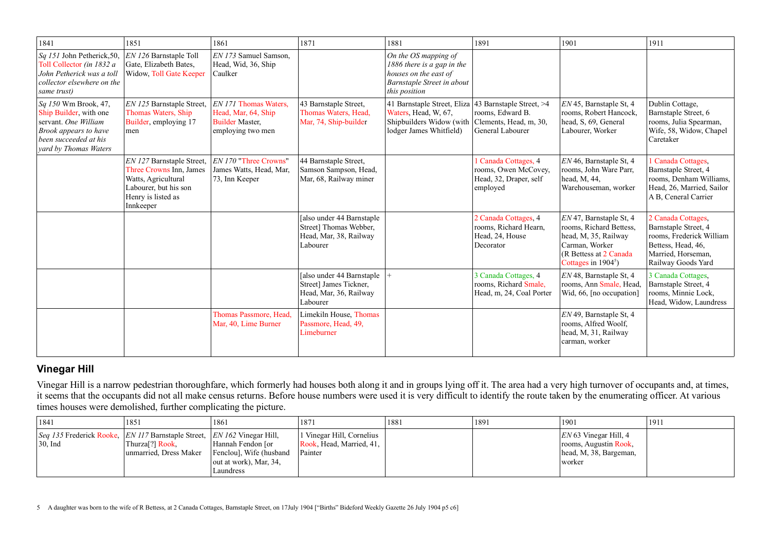| 1841 | 1851 | 1861 | 1871 | 1881 | 1891 | 1901 | 1911 |
|---|---|---|---|---|---|---|---|
| *Sq 151* John Petherick,50, Toll Collector *(in 1832 a John Petherick was a toll collector elsewhere on the same trust)* | *EN 126* Barnstaple Toll Gate, Elizabeth Bates, Widow, Toll Gate Keeper | *EN 173* Samuel Samson, Head, Wid, 36, Ship Caulker | | *On the OS mapping of 1886 there is a gap in the houses on the east of Barnstaple Street in about this position* | | | |
| *Sq 150* Wm Brook, 47, Ship Builder, with one servant. *One William Brook appears to have been succeeded at his yard by Thomas Waters* | *EN 125* Barnstaple Street, Thomas Waters, Ship Builder, employing 17 men | *EN 171* Thomas Waters, Head, Mar, 64, Ship Builder Master, employing two men | 43 Barnstaple Street, Thomas Waters, Head, Mar, 74, Ship-builder | 41 Barnstaple Street, Eliza Waters, Head, W, 67, Shipbuilders Widow (with lodger James Whitfield) | 43 Barnstaple Street, >4 rooms, Edward B. Clements, Head, m, 30, General Labourer | *EN* 45, Barnstaple St, 4 rooms, Robert Hancock, head, S, 69, General Labourer, Worker | Dublin Cottage, Barnstaple Street, 6 rooms, Julia Spearman, Wife, 58, Widow, Chapel Caretaker |
| | *EN 127* Barnstaple Street, Three Crowns Inn, James Watts, Agricultural Labourer, but his son Henry is listed as Innkeeper | *EN 170* "Three Crowns" James Watts, Head, Mar, 73, Inn Keeper | 44 Barnstaple Street, Samson Sampson, Head, Mar, 68, Railway miner | | 1 Canada Cottages, 4 rooms, Owen McCovey, Head, 32, Draper, self employed | *EN* 46, Barnstaple St, 4 rooms, John Ware Parr, head, M, 44, Warehouseman, worker | 1 Canada Cottages, Barnstaple Street, 4 rooms, Denham Williams, Head, 26, Married, Sailor A B, Ceneral Carrier |
| | | | [also under 44 Barnstaple Street] Thomas Webber, Head, Mar, 38, Railway Labourer | | 2 Canada Cottages, 4 rooms, Richard Hearn, Head, 24, House Decorator | *EN* 47, Barnstaple St, 4 rooms, Richard Bettess, head, M, 35, Railway Carman, Worker (R Bettess at 2 Canada Cottages in 1904[5]) | 2 Canada Cottages, Barnstaple Street, 4 rooms, Frederick William Bettess, Head, 46, Married, Horseman, Railway Goods Yard |
| | | | [also under 44 Barnstaple Street] James Tickner, Head, Mar, 36, Railway Labourer | + | 3 Canada Cottages, 4 rooms, Richard Smale, Head, m, 24, Coal Porter | *EN* 48, Barnstaple St, 4 rooms, Ann Smale, Head, Wid, 66, [no occupation] | 3 Canada Cottages, Barnstaple Street, 4 rooms, Minnie Lock, Head, Widow, Laundress |
| | | Thomas Passmore, Head, Mar, 40, Lime Burner | Limekiln House, Thomas Passmore, Head, 49, Limeburner | | | *EN* 49, Barnstaple St, 4 rooms, Alfred Woolf, head, M, 31, Railway carman, worker | |

## Vinegar Hill

Vinegar Hill is a narrow pedestrian thoroughfare, which formerly had houses both along it and in groups lying off it. The area had a very high turnover of occupants and, at times, it seems that the occupants did not all make census returns. Before house numbers were used it is very difficult to identify the route taken by the enumerating officer. At various times houses were demolished, further complicating the picture.

| 1841 | 1851 | 1861 | 1871 | 1881 | 1891 | 1901 | 1911 |
|---|---|---|---|---|---|---|---|
| *Seq 135* Frederick Rooke, 30, Ind | *EN 117* Barnstaple Street, Thurza[?] Rook, unmarried, Dress Maker | *EN 162* Vinegar Hill, Hannah Fendon [or Fenclou], Wife (husband out at work), Mar, 34, Laundress | 1 Vinegar Hill, Cornelius Rook, Head, Married, 41, Painter | | | *EN* 63 Vinegar Hill, 4 rooms, Augustin Rook, head, M, 38, Bargeman, worker | |

5 A daughter was born to the wife of R Bettess, at 2 Canada Cottages, Barnstaple Street, on 17July 1904 ["Births" Bideford Weekly Gazette 26 July 1904 p5 c6]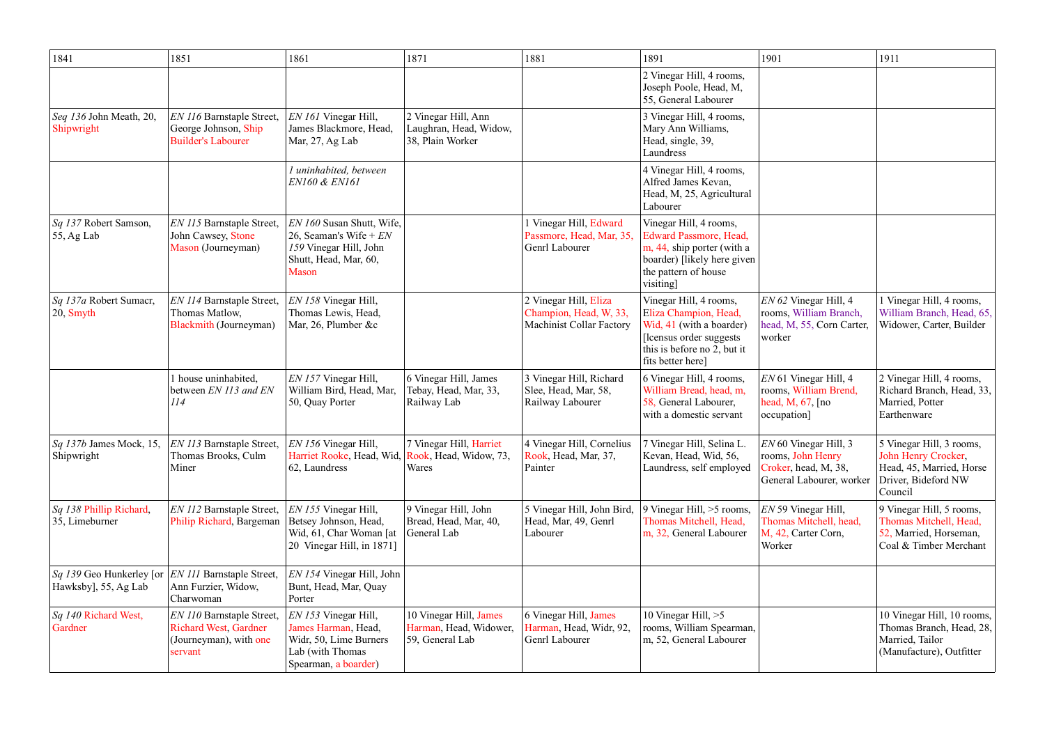| 1841 | 1851 | 1861 | 1871 | 1881 | 1891 | 1901 | 1911 |
|---|---|---|---|---|---|---|---|
| | | | | | 2 Vinegar Hill, 4 rooms, Joseph Poole, Head, M, 55, General Labourer | | |
| *Seq 136* John Meath, 20, Shipwright | *EN 116* Barnstaple Street, George Johnson, Ship Builder's Labourer | *EN 161* Vinegar Hill, James Blackmore, Head, Mar, 27, Ag Lab | 2 Vinegar Hill, Ann Laughran, Head, Widow, 38, Plain Worker | | 3 Vinegar Hill, 4 rooms, Mary Ann Williams, Head, single, 39, Laundress | | |
| | | *1 uninhabited, between EN160 & EN161* | | | 4 Vinegar Hill, 4 rooms, Alfred James Kevan, Head, M, 25, Agricultural Labourer | | |
| *Sq 137* Robert Samson, 55, Ag Lab | *EN 115* Barnstaple Street, John Cawsey, Stone Mason (Journeyman) | *EN 160* Susan Shutt, Wife, 26, Seaman's Wife + *EN 159* Vinegar Hill, John Shutt, Head, Mar, 60, Mason | | 1 Vinegar Hill, Edward Passmore, Head, Mar, 35, Genrl Labourer | Vinegar Hill, 4 rooms, Edward Passmore, Head, m, 44, ship porter (with a boarder) [likely here given the pattern of house visiting] | | |
| *Sq 137a* Robert Sumacr, 20, Smyth | *EN 114* Barnstaple Street, Thomas Matlow, Blackmith (Journeyman) | *EN 158* Vinegar Hill, Thomas Lewis, Head, Mar, 26, Plumber &c | | 2 Vinegar Hill, Eliza Champion, Head, W, 33, Machinist Collar Factory | Vinegar Hill, 4 rooms, Eliza Champion, Head, Wid, 41 (with a boarder) [lcensus order suggests this is before no 2, but it fits better here] | *EN 62* Vinegar Hill, 4 rooms, William Branch, head, M, 55, Corn Carter, worker | 1 Vinegar Hill, 4 rooms, William Branch, Head, 65, Widower, Carter, Builder |
| | 1 house uninhabited, between *EN 113 and EN 114* | *EN 157* Vinegar Hill, William Bird, Head, Mar, 50, Quay Porter | 6 Vinegar Hill, James Tebay, Head, Mar, 33, Railway Lab | 3 Vinegar Hill, Richard Slee, Head, Mar, 58, Railway Labourer | 6 Vinegar Hill, 4 rooms, William Bread, head, m, 58, General Labourer, with a domestic servant | *EN* 61 Vinegar Hill, 4 rooms, William Brend, head, M, 67, [no occupation] | 2 Vinegar Hill, 4 rooms, Richard Branch, Head, 33, Married, Potter Earthenware |
| *Sq 137b* James Mock, 15, Shipwright | *EN 113* Barnstaple Street, Thomas Brooks, Culm Miner | *EN 156* Vinegar Hill, Harriet Rooke, Head, Wid, 62, Laundress | 7 Vinegar Hill, Harriet Rook, Head, Widow, 73, Wares | 4 Vinegar Hill, Cornelius Rook, Head, Mar, 37, Painter | 7 Vinegar Hill, Selina L. Kevan, Head, Wid, 56, Laundress, self employed | *EN* 60 Vinegar Hill, 3 rooms, John Henry Croker, head, M, 38, General Labourer, worker | 5 Vinegar Hill, 3 rooms, John Henry Crocker, Head, 45, Married, Horse Driver, Bideford NW Council |
| *Sq 138* Phillip Richard, 35, Limeburner | *EN 112* Barnstaple Street, Philip Richard, Bargeman | *EN 155* Vinegar Hill, Betsey Johnson, Head, Wid, 61, Char Woman [at 20 Vinegar Hill, in 1871] | 9 Vinegar Hill, John Bread, Head, Mar, 40, General Lab | 5 Vinegar Hill, John Bird, Head, Mar, 49, Genrl Labourer | 9 Vinegar Hill, >5 rooms, Thomas Mitchell, Head, m, 32, General Labourer | *EN* 59 Vinegar Hill, Thomas Mitchell, head, M, 42, Carter Corn, Worker | 9 Vinegar Hill, 5 rooms, Thomas Mitchell, Head, 52, Married, Horseman, Coal & Timber Merchant |
| *Sq 139* Geo Hunkerley [or Hawksby], 55, Ag Lab | *EN 111* Barnstaple Street, Ann Furzier, Widow, Charwoman | *EN 154* Vinegar Hill, John Bunt, Head, Mar, Quay Porter | | | | | |
| *Sq 140* Richard West, Gardner | *EN 110* Barnstaple Street, Richard West, Gardner (Journeyman), with one servant | *EN 153* Vinegar Hill, James Harman, Head, Widr, 50, Lime Burners Lab (with Thomas Spearman, a boarder) | 10 Vinegar Hill, James Harman, Head, Widower, 59, General Lab | 6 Vinegar Hill, James Harman, Head, Widr, 92, Genrl Labourer | 10 Vinegar Hill, >5 rooms, William Spearman, m, 52, General Labourer | | 10 Vinegar Hill, 10 rooms, Thomas Branch, Head, 28, Married, Tailor (Manufacture), Outfitter |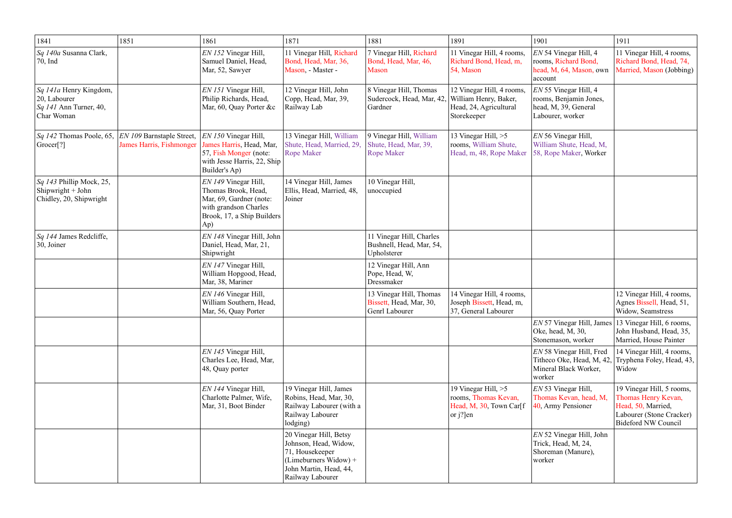| 1841 | 1851 | 1861 | 1871 | 1881 | 1891 | 1901 | 1911 |
|---|---|---|---|---|---|---|---|
| *Sq 140a* Susanna Clark, 70, Ind | | *EN 152* Vinegar Hill, Samuel Daniel, Head, Mar, 52, Sawyer | 11 Vinegar Hill, Richard Bond, Head, Mar, 36, Mason, - Master - | 7 Vinegar Hill, Richard Bond, Head, Mar, 46, Mason | 11 Vinegar Hill, 4 rooms, Richard Bond, Head, m, 54, Mason | *EN* 54 Vinegar Hill, 4 rooms, Richard Bond, head, M, 64, Mason, own account | 11 Vinegar Hill, 4 rooms, Richard Bond, Head, 74, Married, Mason (Jobbing) |
| *Sq 141a* Henry Kingdom, 20, Labourer *Sq 141* Ann Turner, 40, Char Woman | | *EN 151* Vinegar Hill, Philip Richards, Head, Mar, 60, Quay Porter &c | 12 Vinegar Hill, John Copp, Head, Mar, 39, Railway Lab | 8 Vinegar Hill, Thomas Sudercock, Head, Mar, 42, Gardner | 12 Vinegar Hill, 4 rooms, William Henry, Baker, Head, 24, Agricultural Storekeeper | *EN* 55 Vinegar Hill, 4 rooms, Benjamin Jones, head, M, 39, General Labourer, worker | |
| *Sq 142* Thomas Poole, 65, Grocer[?] | *EN 109* Barnstaple Street, James Harris, Fishmonger | *EN 150* Vinegar Hill, James Harris, Head, Mar, 57, Fish Monger (note: with Jesse Harris, 22, Ship Builder's Ap) | 13 Vinegar Hill, William Shute, Head, Married, 29, Rope Maker | 9 Vinegar Hill, William Shute, Head, Mar, 39, Rope Maker | 13 Vinegar Hill, >5 rooms, William Shute, Head, m, 48, Rope Maker | *EN* 56 Vinegar Hill, William Shute, Head, M, 58, Rope Maker, Worker | |
| *Sq 143* Phillip Mock, 25, Shipwright + John Chidley, 20, Shipwright | | *EN 149* Vinegar Hill, Thomas Brook, Head, Mar, 69, Gardner (note: with grandson Charles Brook, 17, a Ship Builders Ap) | 14 Vinegar Hill, James Ellis, Head, Married, 48, Joiner | 10 Vinegar Hill, unoccupied | | | |
| *Sq 144* James Redcliffe, 30, Joiner | | *EN 148* Vinegar Hill, John Daniel, Head, Mar, 21, Shipwright | | 11 Vinegar Hill, Charles Bushnell, Head, Mar, 54, Upholsterer | | | |
| | | *EN 147* Vinegar Hill, William Hopgood, Head, Mar, 38, Mariner | | 12 Vinegar Hill, Ann Pope, Head, W, Dressmaker | | | |
| | | *EN 146* Vinegar Hill, William Southern, Head, Mar, 56, Quay Porter | | 13 Vinegar Hill, Thomas Bissett, Head, Mar, 30, Genrl Labourer | 14 Vinegar Hill, 4 rooms, Joseph Bissett, Head, m, 37, General Labourer | | 12 Vinegar Hill, 4 rooms, Agnes Bissell, Head, 51, Widow, Seamstress |
| | | | | | | *EN* 57 Vinegar Hill, James Oke, head, M, 30, Stonemason, worker | 13 Vinegar Hill, 6 rooms, John Husband, Head, 35, Married, House Painter |
| | | *EN 145* Vinegar Hill, Charles Lee, Head, Mar, 48, Quay porter | | | | *EN* 58 Vinegar Hill, Fred Titheco Oke, Head, M, 42, Mineral Black Worker, worker | 14 Vinegar Hill, 4 rooms, Tryphena Foley, Head, 43, Widow |
| | | *EN 144* Vinegar Hill, Charlotte Palmer, Wife, Mar, 31, Boot Binder | 19 Vinegar Hill, James Robins, Head, Mar, 30, Railway Labourer (with a Railway Labourer lodging) | | 19 Vinegar Hill, >5 rooms, Thomas Kevan, Head, M, 30, Town Car[f or j?]en | *EN* 53 Vinegar Hill, Thomas Kevan, head, M, 40, Army Pensioner | 19 Vinegar Hill, 5 rooms, Thomas Henry Kevan, Head, 50, Married, Labourer (Stone Cracker) Bideford NW Council |
| | | | 20 Vinegar Hill, Betsy Johnson, Head, Widow, 71, Housekeeper (Limeburners Widow) + John Martin, Head, 44, Railway Labourer | | | *EN* 52 Vinegar Hill, John Trick, Head, M, 24, Shoreman (Manure), worker | |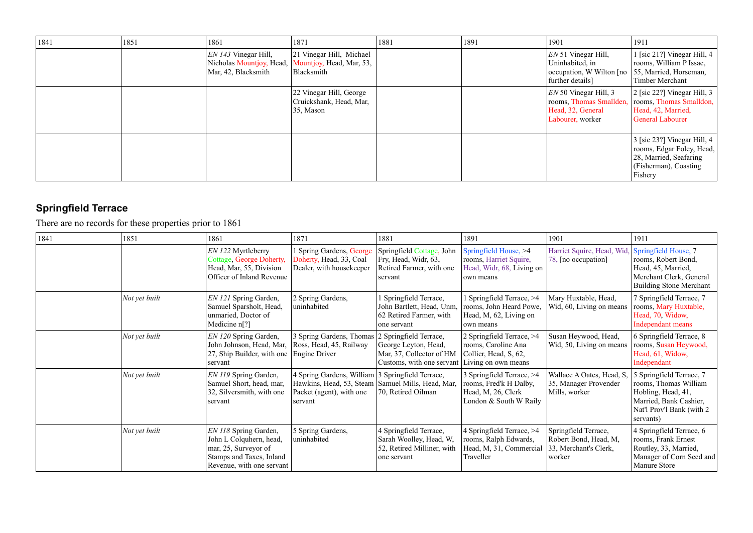| 1841 | 1851 | 1861 | 1871 | 1881 | 1891 | 1901 | 1911 |
|---|---|---|---|---|---|---|---|
| | | *EN 143* Vinegar Hill, Nicholas Mountjoy, Head, Mar, 42, Blacksmith | 21 Vinegar Hill, Michael Mountjoy, Head, Mar, 53, Blacksmith | | | *EN* 51 Vinegar Hill, Uninhabited, in occupation, W Wilton [no further details] | 1 [sic 21?] Vinegar Hill, 4 rooms, William P Issac, 55, Married, Horseman, Timber Merchant |
| | | | 22 Vinegar Hill, George Cruickshank, Head, Mar, 35, Mason | | | *EN* 50 Vinegar Hill, 3 rooms, Thomas Smallden, Head, 32, General Labourer, worker | 2 [sic 22?] Vinegar Hill, 3 rooms, Thomas Smalldon, Head, 42, Married, General Labourer |
| | | | | | | | 3 [sic 23?] Vinegar Hill, 4 rooms, Edgar Foley, Head, 28, Married, Seafaring (Fisherman), Coasting Fishery |

## Springfield Terrace

There are no records for these properties prior to 1861

| 1841 | 1851 | 1861 | 1871 | 1881 | 1891 | 1901 | 1911 |
|---|---|---|---|---|---|---|---|
| | | *EN 122* Myrtleberry Cottage, George Doherty, Head, Mar, 55, Division Officer of Inland Revenue | 1 Spring Gardens, George Doherty, Head, 33, Coal Dealer, with housekeeper | Springfield Cottage, John Fry, Head, Widr, 63, Retired Farmer, with one servant | Springfield House, >4 rooms, Harriet Squire, Head, Widr, 68, Living on own means | Harriet Squire, Head, Wid, 78, [no occupation] | Springfield House, 7 rooms, Robert Bond, Head, 45, Married, Merchant Clerk, General Building Stone Merchant |
| | *Not yet built* | *EN 121* Spring Garden, Samuel Sparsholt, Head, unmaried, Doctor of Medicine n[?] | 2 Spring Gardens, uninhabited | 1 Springfield Terrace, John Bartlett, Head, Unm, 62 Retired Farmer, with one servant | 1 Springfield Terrace, >4 rooms, John Heard Powe, Head, M, 62, Living on own means | Mary Huxtable, Head, Wid, 60, Living on means | 7 Springfield Terrace, 7 rooms, Mary Huxtable, Head, 70, Widow, Independant means |
| | *Not yet built* | *EN 120* Spring Garden, John Johnson, Head, Mar, 27, Ship Builder, with one servant | 3 Spring Gardens, Thomas Ross, Head, 45, Railway Engine Driver | 2 Springfield Terrace, George Leyton, Head, Mar, 37, Collector of HM Customs, with one servant | 2 Springfield Terrace, >4 rooms, Caroline Ana Collier, Head, S, 62, Living on own means | Susan Heywood, Head, Wid, 50, Living on means | 6 Springfield Terrace, 8 rooms, Susan Heywood, Head, 61, Widow, Independant |
| | *Not yet built* | *EN 119* Spring Garden, Samuel Short, head, mar, 32, Silversmith, with one servant | 4 Spring Gardens, William Hawkins, Head, 53, Steam Packet (agent), with one servant | 3 Springfield Terrace, Samuel Mills, Head, Mar, 70, Retired Oilman | 3 Springfield Terrace, >4 rooms, Fred'k H Dalby, Head, M, 26, Clerk London & South W Raily | Wallace A Oates, Head, S, 35, Manager Provender Mills, worker | 5 Springfield Terrace, 7 rooms, Thomas William Hobling, Head, 41, Married, Bank Cashier, Nat'l Prov'l Bank (with 2 servants) |
| | *Not yet built* | *EN 118* Spring Garden, John L Colquhern, head, mar, 25, Surveyor of Stamps and Taxes, Inland Revenue, with one servant | 5 Spring Gardens, uninhabited | 4 Springfield Terrace, Sarah Woolley, Head, W, 52, Retired Milliner, with one servant | 4 Springfield Terrace, >4 rooms, Ralph Edwards, Head, M, 31, Commercial Traveller | Springfield Terrace, Robert Bond, Head, M, 33, Merchant's Clerk, worker | 4 Springfield Terrace, 6 rooms, Frank Ernest Routley, 33, Married, Manager of Corn Seed and Manure Store |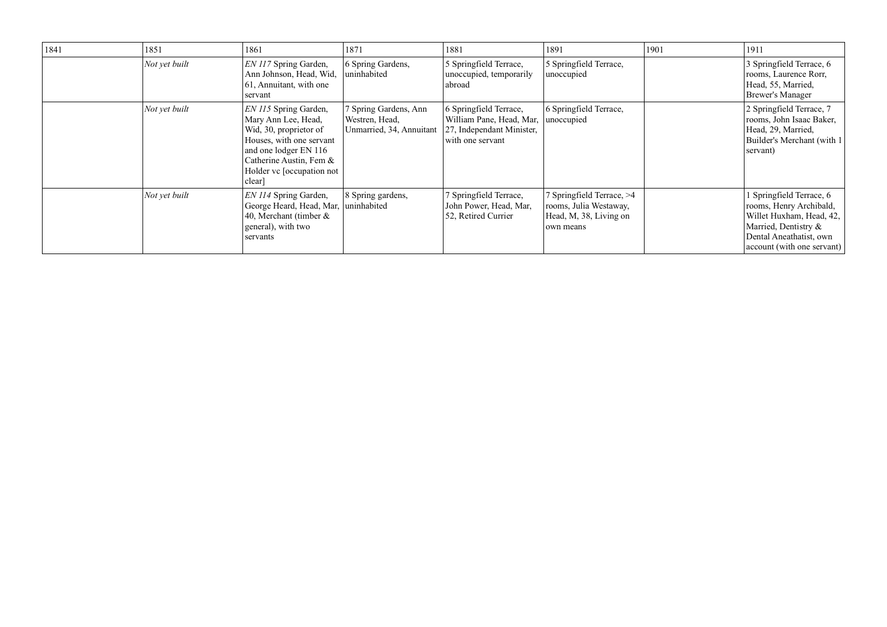| 1841 | 1851 | 1861 | 1871 | 1881 | 1891 | 1901 | 1911 |
|---|---|---|---|---|---|---|---|
| | *Not yet built* | *EN 117* Spring Garden, Ann Johnson, Head, Wid, 61, Annuitant, with one servant | 6 Spring Gardens, uninhabited | 5 Springfield Terrace, unoccupied, temporarily abroad | 5 Springfield Terrace, unoccupied | | 3 Springfield Terrace, 6 rooms, Laurence Rorr, Head, 55, Married, Brewer's Manager |
| | *Not yet built* | *EN 115* Spring Garden, Mary Ann Lee, Head, Wid, 30, proprietor of Houses, with one servant and one lodger EN 116 Catherine Austin, Fem & Holder vc [occupation not clear] | 7 Spring Gardens, Ann Westren, Head, Unmarried, 34, Annuitant | 6 Springfield Terrace, William Pane, Head, Mar, 27, Independant Minister, with one servant | 6 Springfield Terrace, unoccupied | | 2 Springfield Terrace, 7 rooms, John Isaac Baker, Head, 29, Married, Builder's Merchant (with 1 servant) |
| | *Not yet built* | *EN 114* Spring Garden, George Heard, Head, Mar, 40, Merchant (timber & general), with two servants | 8 Spring gardens, uninhabited | 7 Springfield Terrace, John Power, Head, Mar, 52, Retired Currier | 7 Springfield Terrace, >4 rooms, Julia Westaway, Head, M, 38, Living on own means | | 1 Springfield Terrace, 6 rooms, Henry Archibald, Willet Huxham, Head, 42, Married, Dentistry & Dental Aneathatist, own account (with one servant) |